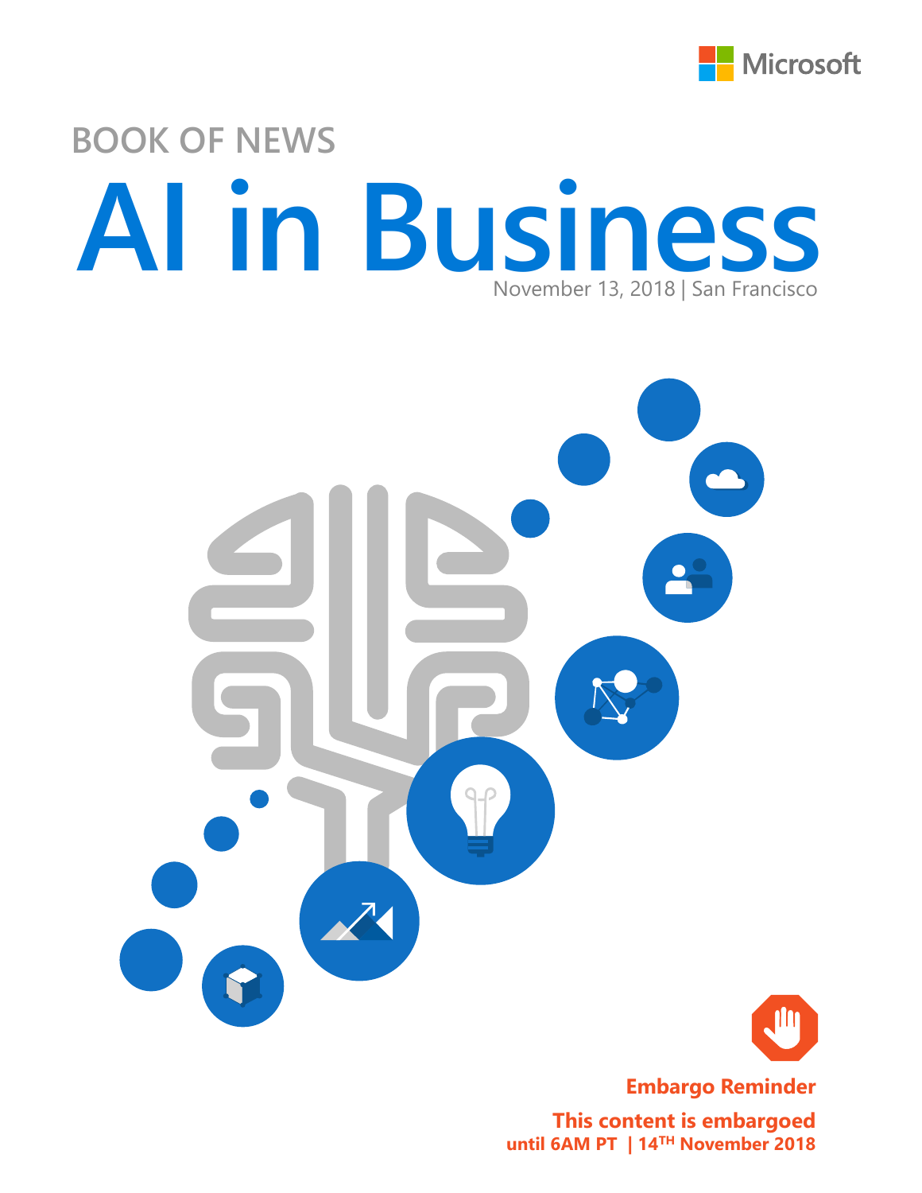BOOK OF NEWS

# AI in Business

November 13, 2018 | San Francisco

**Embargo Reminder**

**This content is embargoed until 6AM PT | 14TH November 2018**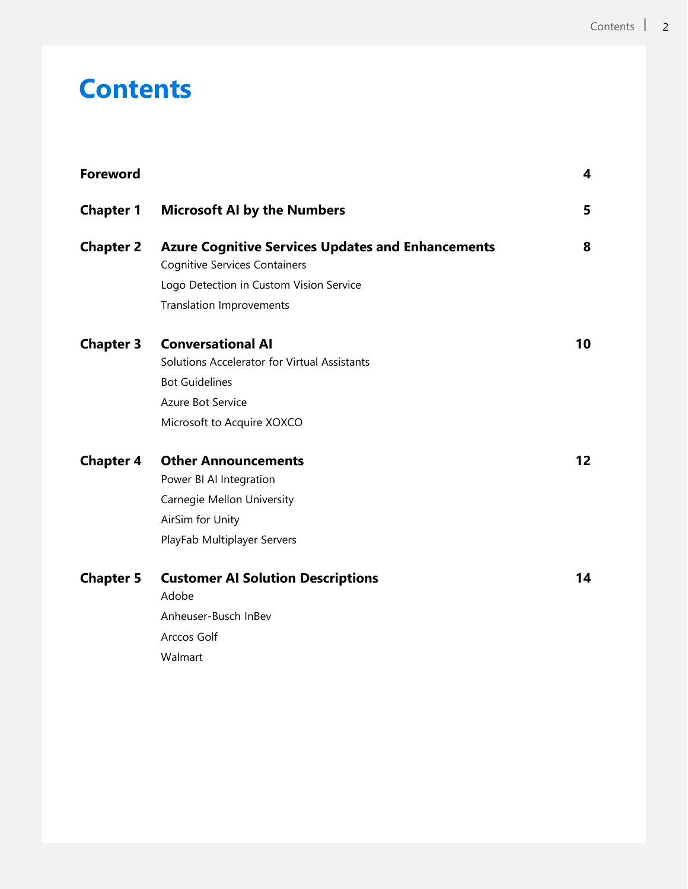# Contents

| | | |
|---|---|---|
| **Foreword** | | **4** |
| **Chapter 1** | **Microsoft AI by the Numbers** | **5** |
| **Chapter 2** | **Azure Cognitive Services Updates and Enhancements** | **8** |
| | Cognitive Services Containers | |
| | Logo Detection in Custom Vision Service | |
| | Translation Improvements | |
| **Chapter 3** | **Conversational AI** | **10** |
| | Solutions Accelerator for Virtual Assistants | |
| | Bot Guidelines | |
| | Azure Bot Service | |
| | Microsoft to Acquire XOXCO | |
| **Chapter 4** | **Other Announcements** | **12** |
| | Power BI AI Integration | |
| | Carnegie Mellon University | |
| | AirSim for Unity | |
| | PlayFab Multiplayer Servers | |
| **Chapter 5** | **Customer AI Solution Descriptions** | **14** |
| | Adobe | |
| | Anheuser-Busch InBev | |
| | Arccos Golf | |
| | Walmart | |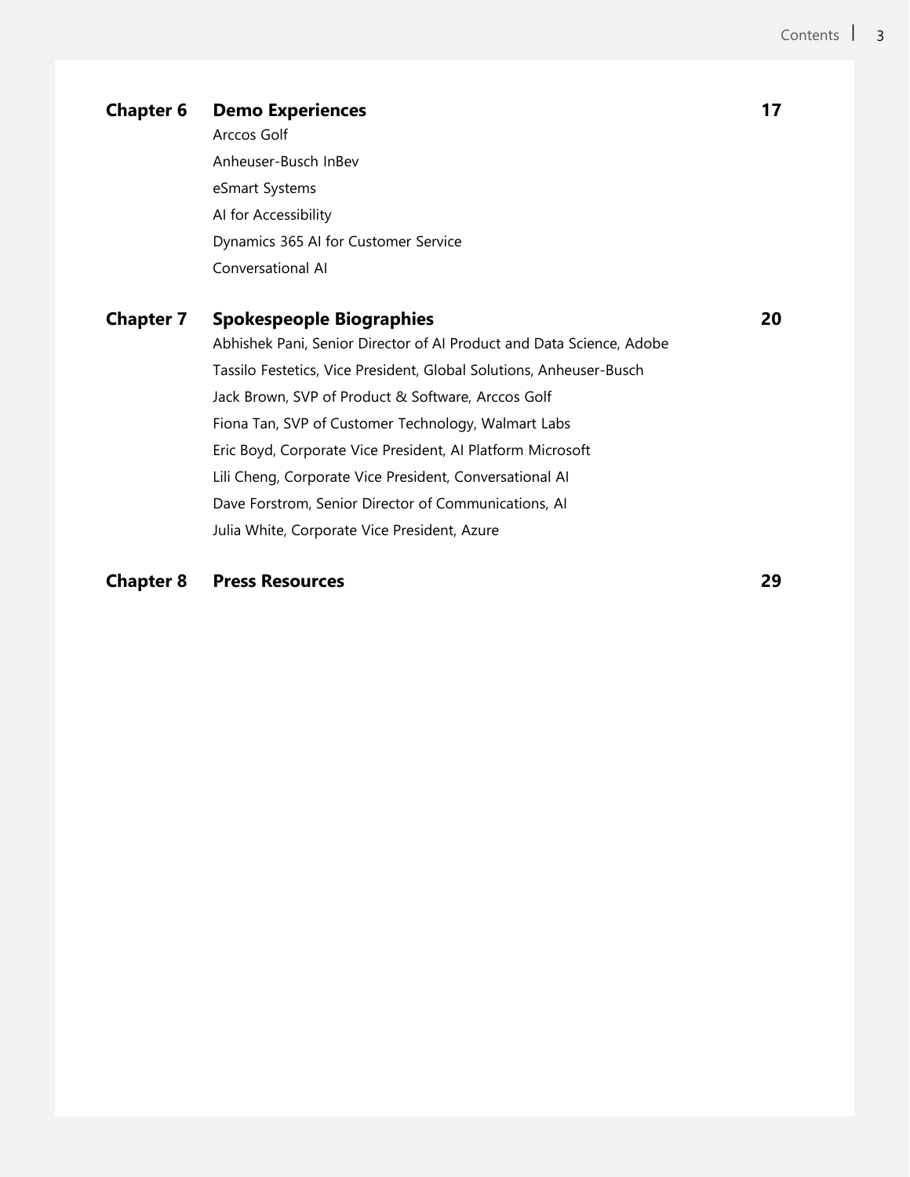**Chapter 6** **Demo Experiences** **17**

Arccos Golf
Anheuser-Busch InBev
eSmart Systems
AI for Accessibility
Dynamics 365 AI for Customer Service
Conversational AI

**Chapter 7** **Spokespeople Biographies** **20**

Abhishek Pani, Senior Director of AI Product and Data Science, Adobe
Tassilo Festetics, Vice President, Global Solutions, Anheuser-Busch
Jack Brown, SVP of Product & Software, Arccos Golf
Fiona Tan, SVP of Customer Technology, Walmart Labs
Eric Boyd, Corporate Vice President, AI Platform Microsoft
Lili Cheng, Corporate Vice President, Conversational AI
Dave Forstrom, Senior Director of Communications, AI
Julia White, Corporate Vice President, Azure

**Chapter 8** **Press Resources** **29**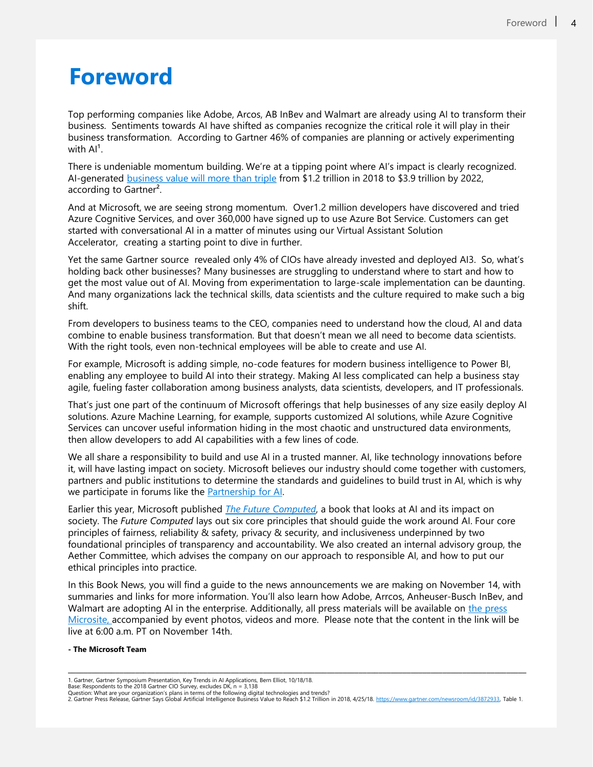# Foreword

Top performing companies like Adobe, Arcos, AB InBev and Walmart are already using AI to transform their business. Sentiments towards AI have shifted as companies recognize the critical role it will play in their business transformation. According to Gartner 46% of companies are planning or actively experimenting with AI[1].

There is undeniable momentum building. We're at a tipping point where AI's impact is clearly recognized. AI-generated business value will more than triple from $1.2 trillion in 2018 to $3.9 trillion by 2022, according to Gartner[2].

And at Microsoft, we are seeing strong momentum. Over1.2 million developers have discovered and tried Azure Cognitive Services, and over 360,000 have signed up to use Azure Bot Service. Customers can get started with conversational AI in a matter of minutes using our Virtual Assistant Solution Accelerator, creating a starting point to dive in further.

Yet the same Gartner source revealed only 4% of CIOs have already invested and deployed AI3. So, what's holding back other businesses? Many businesses are struggling to understand where to start and how to get the most value out of AI. Moving from experimentation to large-scale implementation can be daunting. And many organizations lack the technical skills, data scientists and the culture required to make such a big shift.

From developers to business teams to the CEO, companies need to understand how the cloud, AI and data combine to enable business transformation. But that doesn't mean we all need to become data scientists. With the right tools, even non-technical employees will be able to create and use AI.

For example, Microsoft is adding simple, no-code features for modern business intelligence to Power BI, enabling any employee to build AI into their strategy. Making AI less complicated can help a business stay agile, fueling faster collaboration among business analysts, data scientists, developers, and IT professionals.

That's just one part of the continuum of Microsoft offerings that help businesses of any size easily deploy AI solutions. Azure Machine Learning, for example, supports customized AI solutions, while Azure Cognitive Services can uncover useful information hiding in the most chaotic and unstructured data environments, then allow developers to add AI capabilities with a few lines of code.

We all share a responsibility to build and use AI in a trusted manner. AI, like technology innovations before it, will have lasting impact on society. Microsoft believes our industry should come together with customers, partners and public institutions to determine the standards and guidelines to build trust in AI, which is why we participate in forums like the Partnership for AI.

Earlier this year, Microsoft published *The Future Computed*, a book that looks at AI and its impact on society. The *Future Computed* lays out six core principles that should guide the work around AI. Four core principles of fairness, reliability & safety, privacy & security, and inclusiveness underpinned by two foundational principles of transparency and accountability. We also created an internal advisory group, the Aether Committee, which advises the company on our approach to responsible AI, and how to put our ethical principles into practice.

In this Book News, you will find a guide to the news announcements we are making on November 14, with summaries and links for more information. You'll also learn how Adobe, Arrcos, Anheuser-Busch InBev, and Walmart are adopting AI in the enterprise. Additionally, all press materials will be available on the press Microsite, accompanied by event photos, videos and more. Please note that the content in the link will be live at 6:00 a.m. PT on November 14th.

**- The Microsoft Team**

---

1. Gartner, Gartner Symposium Presentation, Key Trends in AI Applications, Bern Elliot, 10/18/18.
Base: Respondents to the 2018 Gartner CIO Survey, excludes DK, n = 3,138
Question: What are your organization's plans in terms of the following digital technologies and trends?
2. Gartner Press Release, Gartner Says Global Artificial Intelligence Business Value to Reach $1.2 Trillion in 2018, 4/25/18. https://www.gartner.com/newsroom/id/3872933, Table 1.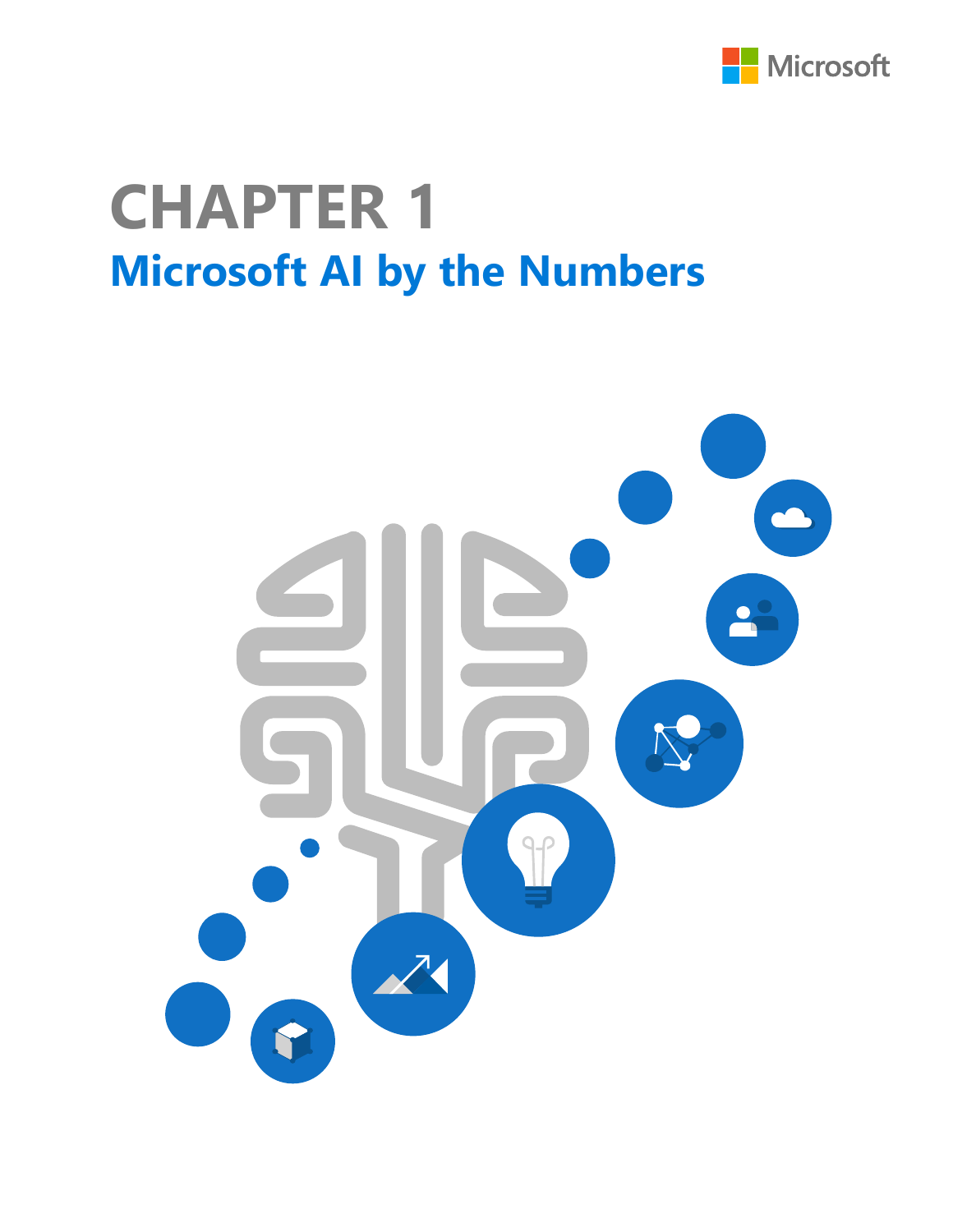# CHAPTER 1

## Microsoft AI by the Numbers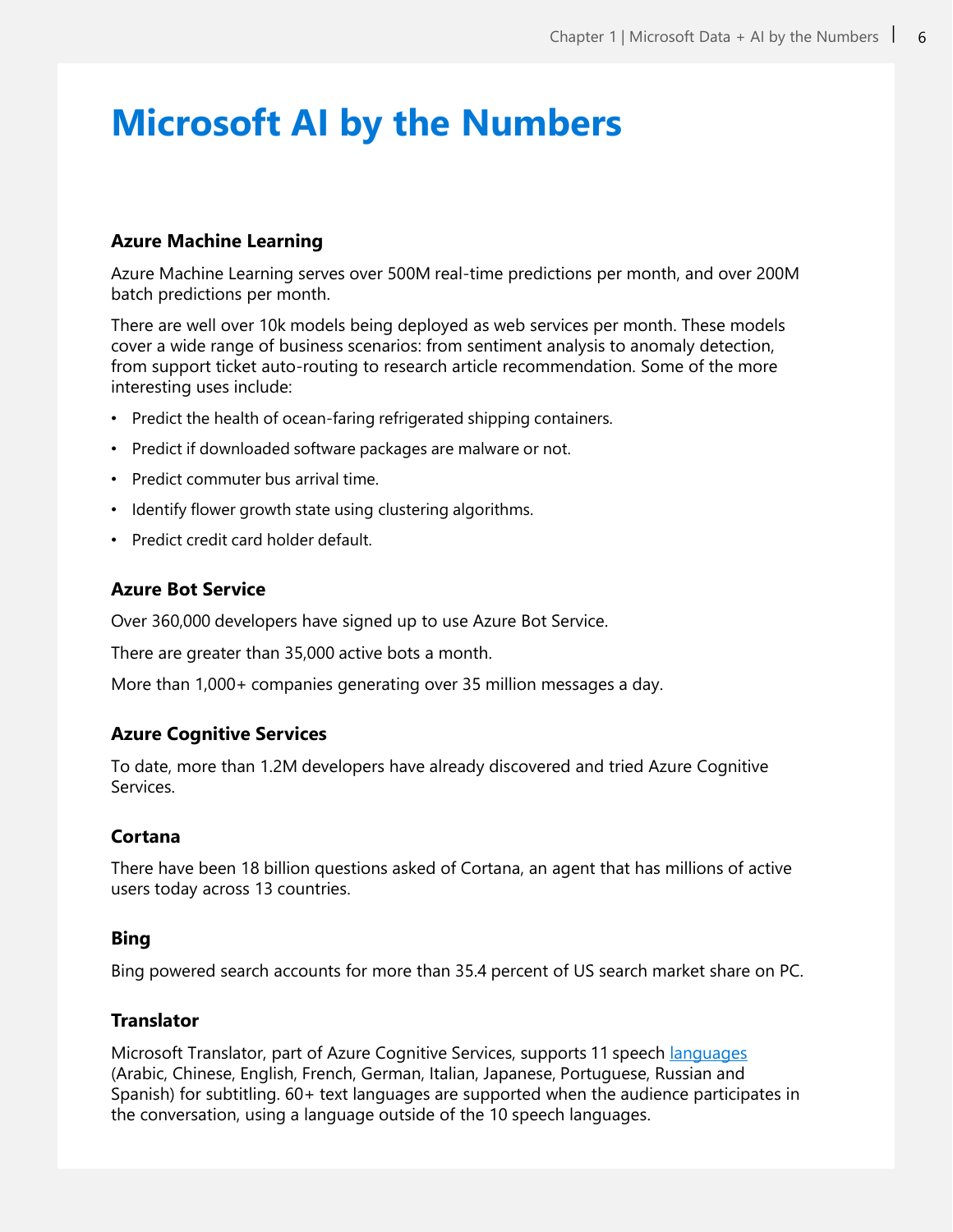# Microsoft AI by the Numbers

### Azure Machine Learning

Azure Machine Learning serves over 500M real-time predictions per month, and over 200M batch predictions per month.

There are well over 10k models being deployed as web services per month. These models cover a wide range of business scenarios: from sentiment analysis to anomaly detection, from support ticket auto-routing to research article recommendation. Some of the more interesting uses include:

- Predict the health of ocean-faring refrigerated shipping containers.
- Predict if downloaded software packages are malware or not.
- Predict commuter bus arrival time.
- Identify flower growth state using clustering algorithms.
- Predict credit card holder default.

### Azure Bot Service

Over 360,000 developers have signed up to use Azure Bot Service.

There are greater than 35,000 active bots a month.

More than 1,000+ companies generating over 35 million messages a day.

### Azure Cognitive Services

To date, more than 1.2M developers have already discovered and tried Azure Cognitive Services.

### Cortana

There have been 18 billion questions asked of Cortana, an agent that has millions of active users today across 13 countries.

### Bing

Bing powered search accounts for more than 35.4 percent of US search market share on PC.

### Translator

Microsoft Translator, part of Azure Cognitive Services, supports 11 speech languages (Arabic, Chinese, English, French, German, Italian, Japanese, Portuguese, Russian and Spanish) for subtitling. 60+ text languages are supported when the audience participates in the conversation, using a language outside of the 10 speech languages.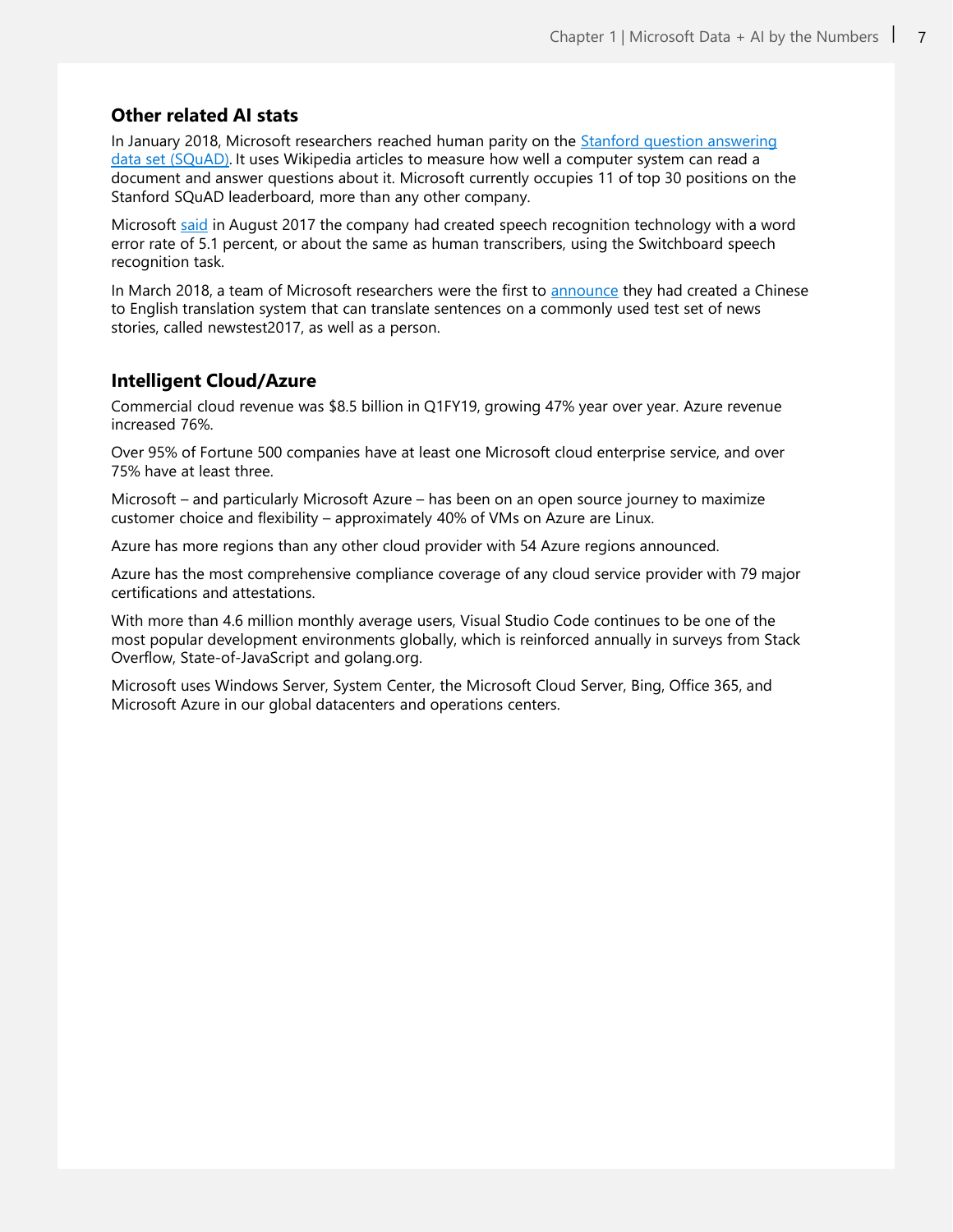### Other related AI stats

In January 2018, Microsoft researchers reached human parity on the [Stanford question answering data set (SQuAD)](). It uses Wikipedia articles to measure how well a computer system can read a document and answer questions about it. Microsoft currently occupies 11 of top 30 positions on the Stanford SQuAD leaderboard, more than any other company.

Microsoft [said]() in August 2017 the company had created speech recognition technology with a word error rate of 5.1 percent, or about the same as human transcribers, using the Switchboard speech recognition task.

In March 2018, a team of Microsoft researchers were the first to [announce]() they had created a Chinese to English translation system that can translate sentences on a commonly used test set of news stories, called newstest2017, as well as a person.

### Intelligent Cloud/Azure

Commercial cloud revenue was $8.5 billion in Q1FY19, growing 47% year over year. Azure revenue increased 76%.

Over 95% of Fortune 500 companies have at least one Microsoft cloud enterprise service, and over 75% have at least three.

Microsoft – and particularly Microsoft Azure – has been on an open source journey to maximize customer choice and flexibility – approximately 40% of VMs on Azure are Linux.

Azure has more regions than any other cloud provider with 54 Azure regions announced.

Azure has the most comprehensive compliance coverage of any cloud service provider with 79 major certifications and attestations.

With more than 4.6 million monthly average users, Visual Studio Code continues to be one of the most popular development environments globally, which is reinforced annually in surveys from Stack Overflow, State-of-JavaScript and golang.org.

Microsoft uses Windows Server, System Center, the Microsoft Cloud Server, Bing, Office 365, and Microsoft Azure in our global datacenters and operations centers.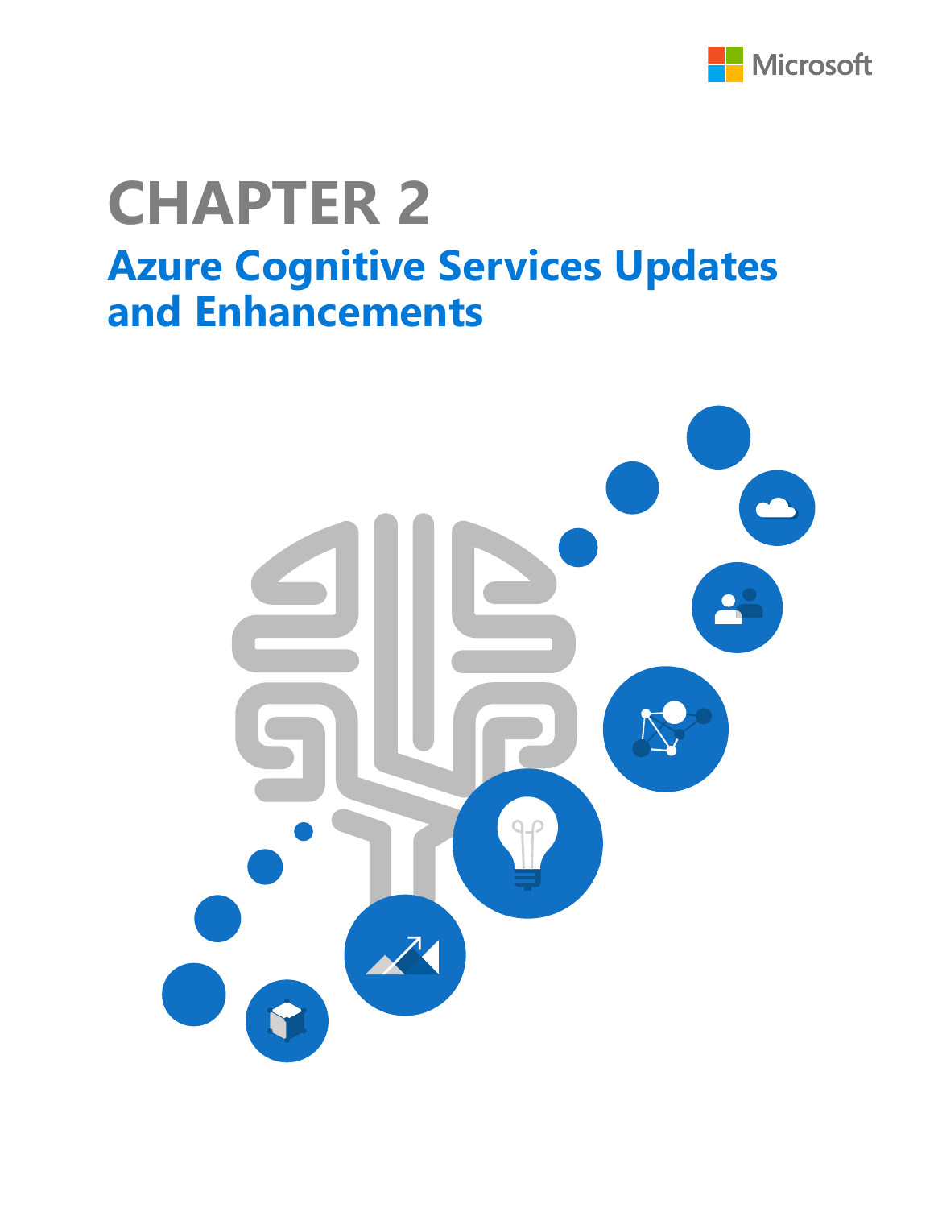# CHAPTER 2

## Azure Cognitive Services Updates and Enhancements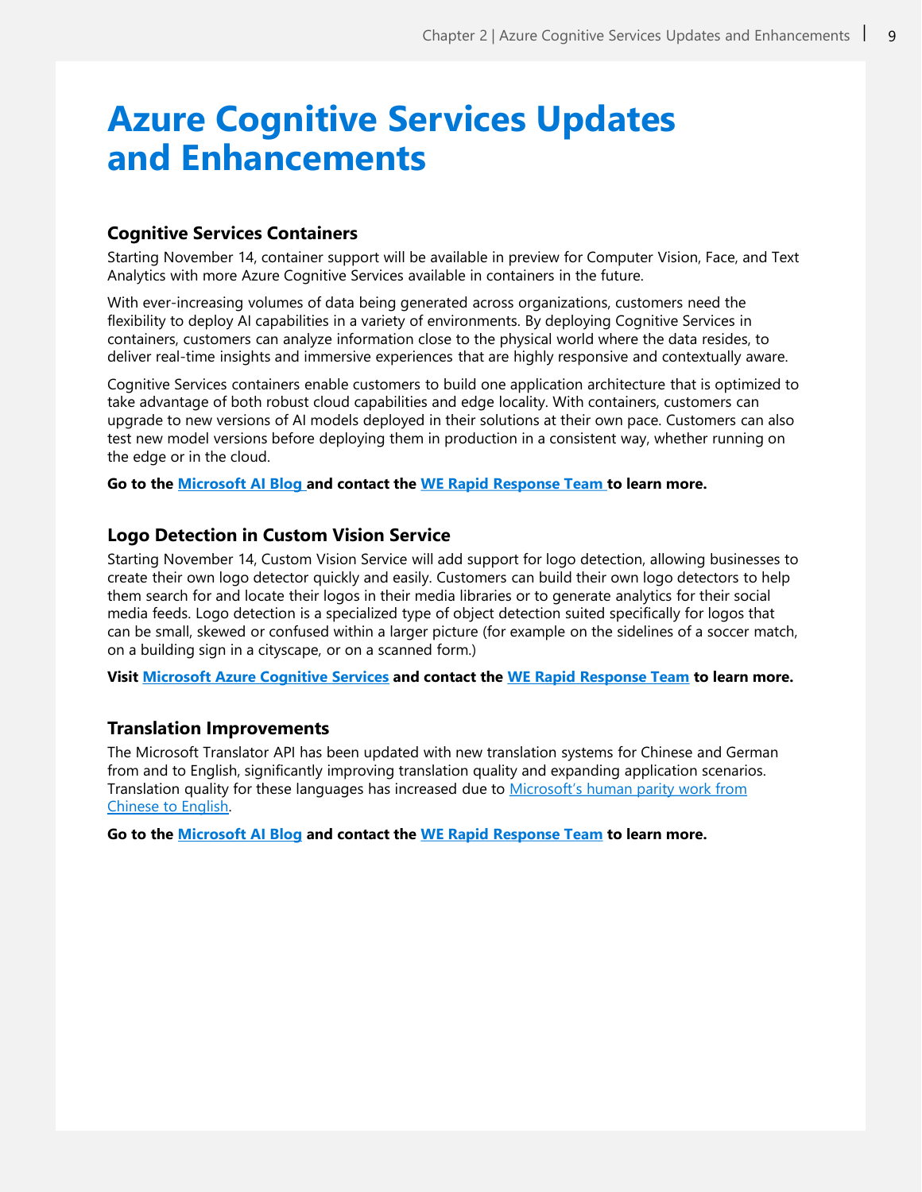# Azure Cognitive Services Updates and Enhancements

## Cognitive Services Containers

Starting November 14, container support will be available in preview for Computer Vision, Face, and Text Analytics with more Azure Cognitive Services available in containers in the future.

With ever-increasing volumes of data being generated across organizations, customers need the flexibility to deploy AI capabilities in a variety of environments. By deploying Cognitive Services in containers, customers can analyze information close to the physical world where the data resides, to deliver real-time insights and immersive experiences that are highly responsive and contextually aware.

Cognitive Services containers enable customers to build one application architecture that is optimized to take advantage of both robust cloud capabilities and edge locality. With containers, customers can upgrade to new versions of AI models deployed in their solutions at their own pace. Customers can also test new model versions before deploying them in production in a consistent way, whether running on the edge or in the cloud.

**Go to the Microsoft AI Blog and contact the WE Rapid Response Team to learn more.**

## Logo Detection in Custom Vision Service

Starting November 14, Custom Vision Service will add support for logo detection, allowing businesses to create their own logo detector quickly and easily. Customers can build their own logo detectors to help them search for and locate their logos in their media libraries or to generate analytics for their social media feeds. Logo detection is a specialized type of object detection suited specifically for logos that can be small, skewed or confused within a larger picture (for example on the sidelines of a soccer match, on a building sign in a cityscape, or on a scanned form.)

**Visit Microsoft Azure Cognitive Services and contact the WE Rapid Response Team to learn more.**

## Translation Improvements

The Microsoft Translator API has been updated with new translation systems for Chinese and German from and to English, significantly improving translation quality and expanding application scenarios. Translation quality for these languages has increased due to Microsoft's human parity work from Chinese to English.

**Go to the Microsoft AI Blog and contact the WE Rapid Response Team to learn more.**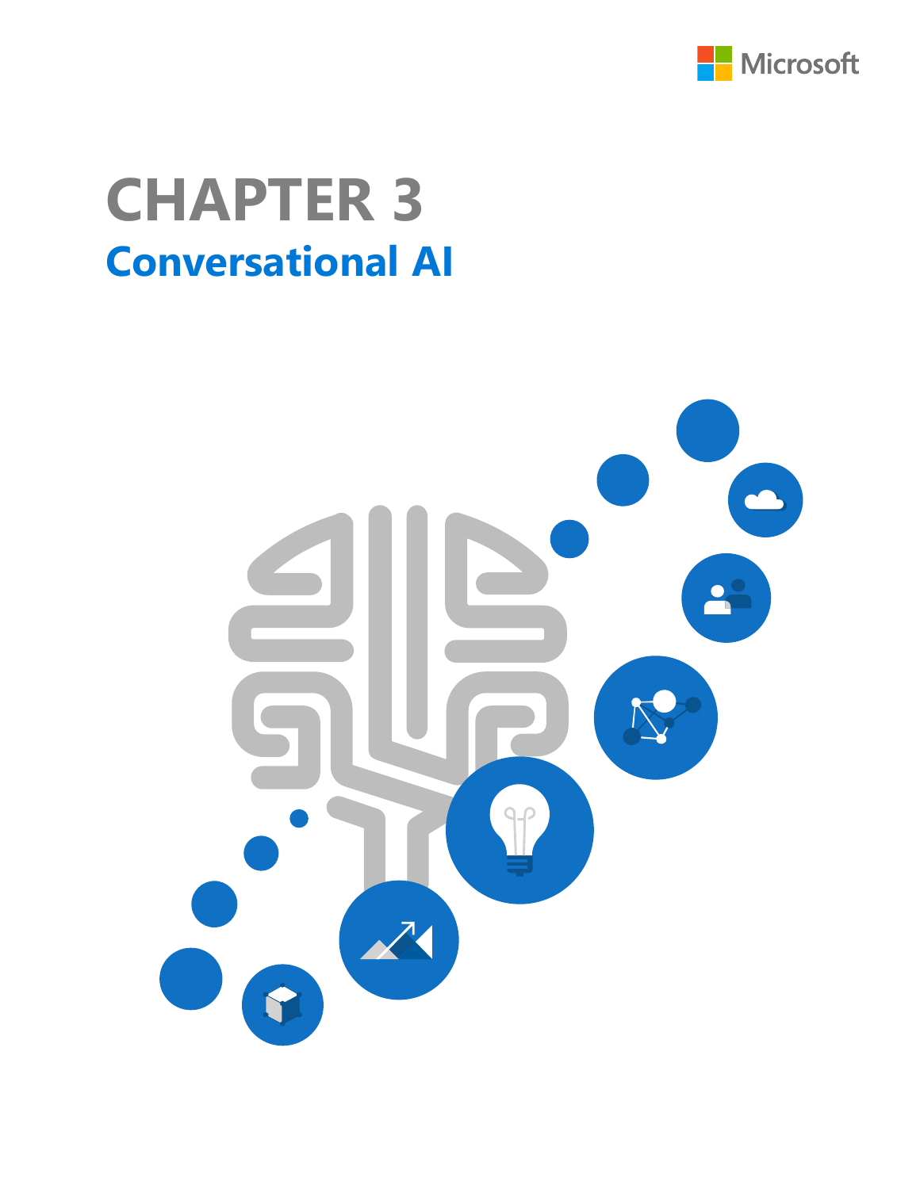# CHAPTER 3

## Conversational AI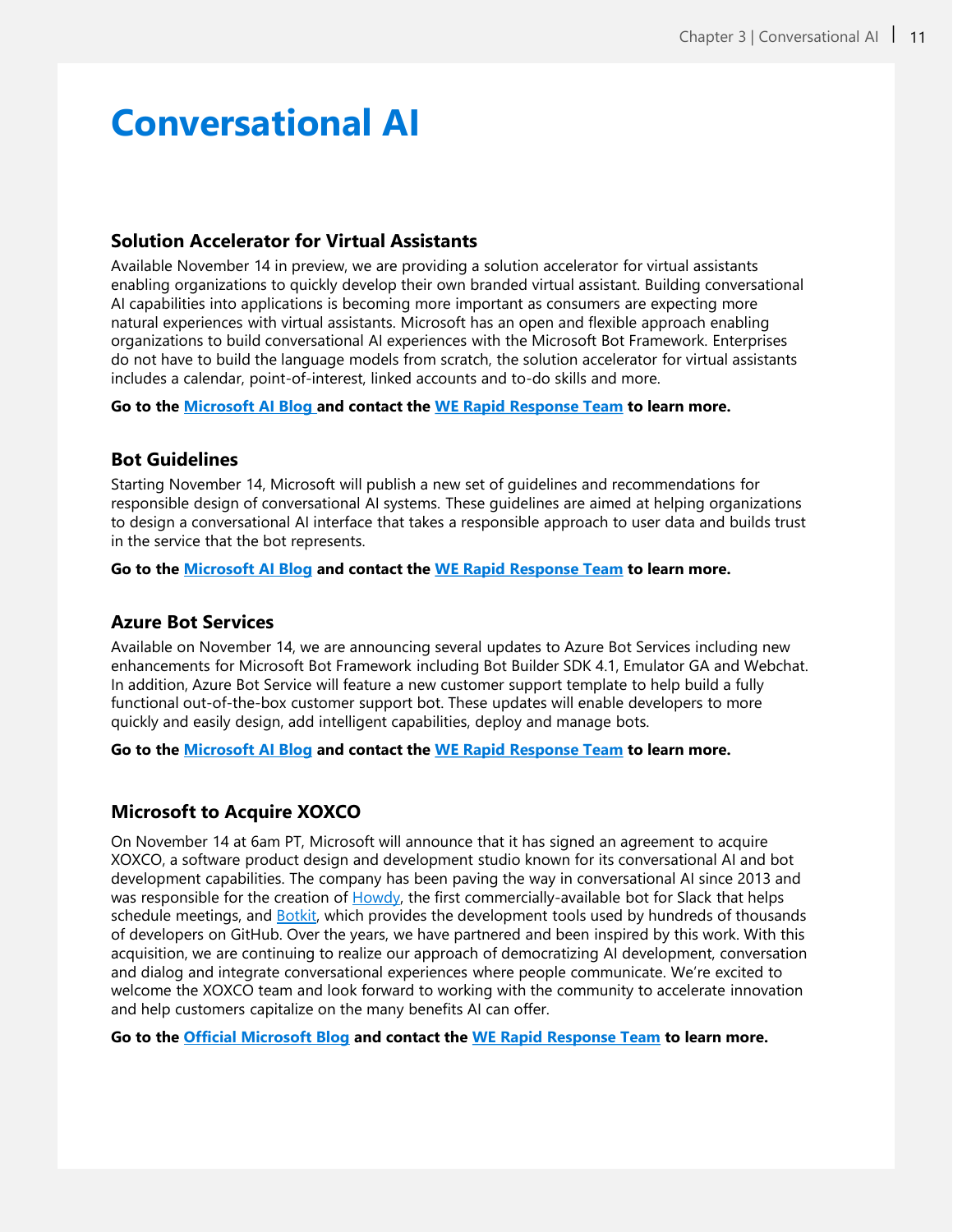# Conversational AI

### Solution Accelerator for Virtual Assistants

Available November 14 in preview, we are providing a solution accelerator for virtual assistants enabling organizations to quickly develop their own branded virtual assistant. Building conversational AI capabilities into applications is becoming more important as consumers are expecting more natural experiences with virtual assistants. Microsoft has an open and flexible approach enabling organizations to build conversational AI experiences with the Microsoft Bot Framework. Enterprises do not have to build the language models from scratch, the solution accelerator for virtual assistants includes a calendar, point-of-interest, linked accounts and to-do skills and more.

**Go to the Microsoft AI Blog and contact the WE Rapid Response Team to learn more.**

### Bot Guidelines

Starting November 14, Microsoft will publish a new set of guidelines and recommendations for responsible design of conversational AI systems. These guidelines are aimed at helping organizations to design a conversational AI interface that takes a responsible approach to user data and builds trust in the service that the bot represents.

**Go to the Microsoft AI Blog and contact the WE Rapid Response Team to learn more.**

### Azure Bot Services

Available on November 14, we are announcing several updates to Azure Bot Services including new enhancements for Microsoft Bot Framework including Bot Builder SDK 4.1, Emulator GA and Webchat. In addition, Azure Bot Service will feature a new customer support template to help build a fully functional out-of-the-box customer support bot. These updates will enable developers to more quickly and easily design, add intelligent capabilities, deploy and manage bots.

**Go to the Microsoft AI Blog and contact the WE Rapid Response Team to learn more.**

### Microsoft to Acquire XOXCO

On November 14 at 6am PT, Microsoft will announce that it has signed an agreement to acquire XOXCO, a software product design and development studio known for its conversational AI and bot development capabilities. The company has been paving the way in conversational AI since 2013 and was responsible for the creation of Howdy, the first commercially-available bot for Slack that helps schedule meetings, and Botkit, which provides the development tools used by hundreds of thousands of developers on GitHub. Over the years, we have partnered and been inspired by this work. With this acquisition, we are continuing to realize our approach of democratizing AI development, conversation and dialog and integrate conversational experiences where people communicate. We're excited to welcome the XOXCO team and look forward to working with the community to accelerate innovation and help customers capitalize on the many benefits AI can offer.

**Go to the Official Microsoft Blog and contact the WE Rapid Response Team to learn more.**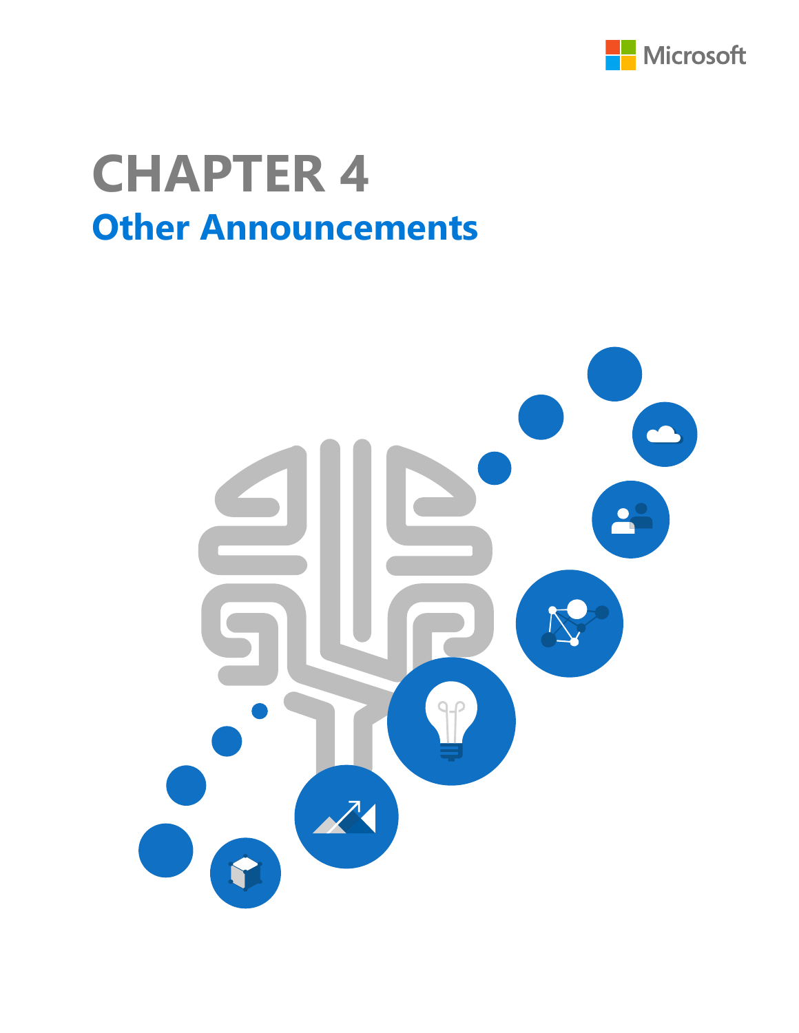# CHAPTER 4

## Other Announcements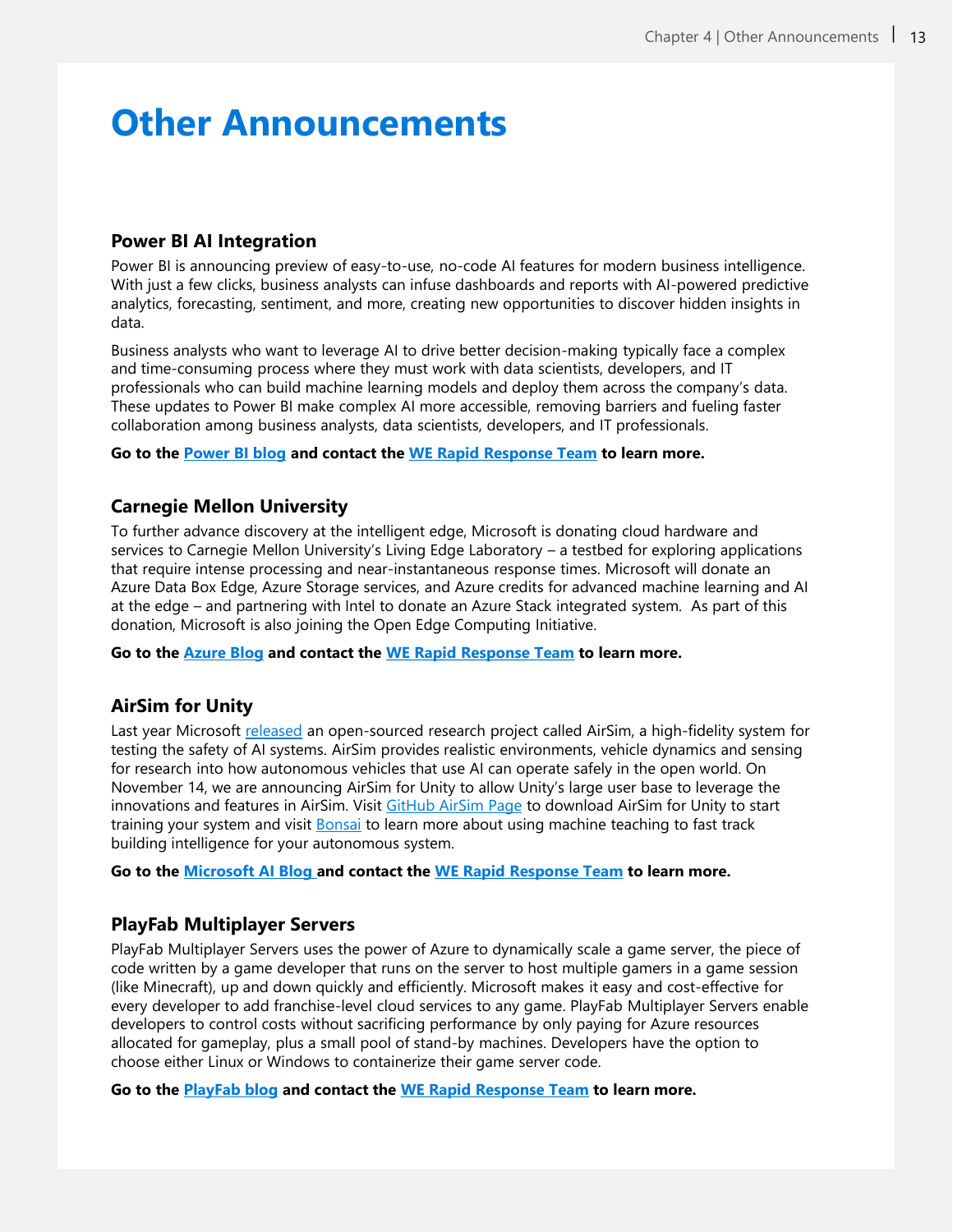# Other Announcements

### Power BI AI Integration

Power BI is announcing preview of easy-to-use, no-code AI features for modern business intelligence. With just a few clicks, business analysts can infuse dashboards and reports with AI-powered predictive analytics, forecasting, sentiment, and more, creating new opportunities to discover hidden insights in data.

Business analysts who want to leverage AI to drive better decision-making typically face a complex and time-consuming process where they must work with data scientists, developers, and IT professionals who can build machine learning models and deploy them across the company's data. These updates to Power BI make complex AI more accessible, removing barriers and fueling faster collaboration among business analysts, data scientists, developers, and IT professionals.

**Go to the Power BI blog and contact the WE Rapid Response Team to learn more.**

### Carnegie Mellon University

To further advance discovery at the intelligent edge, Microsoft is donating cloud hardware and services to Carnegie Mellon University's Living Edge Laboratory – a testbed for exploring applications that require intense processing and near-instantaneous response times. Microsoft will donate an Azure Data Box Edge, Azure Storage services, and Azure credits for advanced machine learning and AI at the edge – and partnering with Intel to donate an Azure Stack integrated system. As part of this donation, Microsoft is also joining the Open Edge Computing Initiative.

**Go to the Azure Blog and contact the WE Rapid Response Team to learn more.**

### AirSim for Unity

Last year Microsoft released an open-sourced research project called AirSim, a high-fidelity system for testing the safety of AI systems. AirSim provides realistic environments, vehicle dynamics and sensing for research into how autonomous vehicles that use AI can operate safely in the open world. On November 14, we are announcing AirSim for Unity to allow Unity's large user base to leverage the innovations and features in AirSim. Visit GitHub AirSim Page to download AirSim for Unity to start training your system and visit Bonsai to learn more about using machine teaching to fast track building intelligence for your autonomous system.

**Go to the Microsoft AI Blog and contact the WE Rapid Response Team to learn more.**

### PlayFab Multiplayer Servers

PlayFab Multiplayer Servers uses the power of Azure to dynamically scale a game server, the piece of code written by a game developer that runs on the server to host multiple gamers in a game session (like Minecraft), up and down quickly and efficiently. Microsoft makes it easy and cost-effective for every developer to add franchise-level cloud services to any game. PlayFab Multiplayer Servers enable developers to control costs without sacrificing performance by only paying for Azure resources allocated for gameplay, plus a small pool of stand-by machines. Developers have the option to choose either Linux or Windows to containerize their game server code.

**Go to the PlayFab blog and contact the WE Rapid Response Team to learn more.**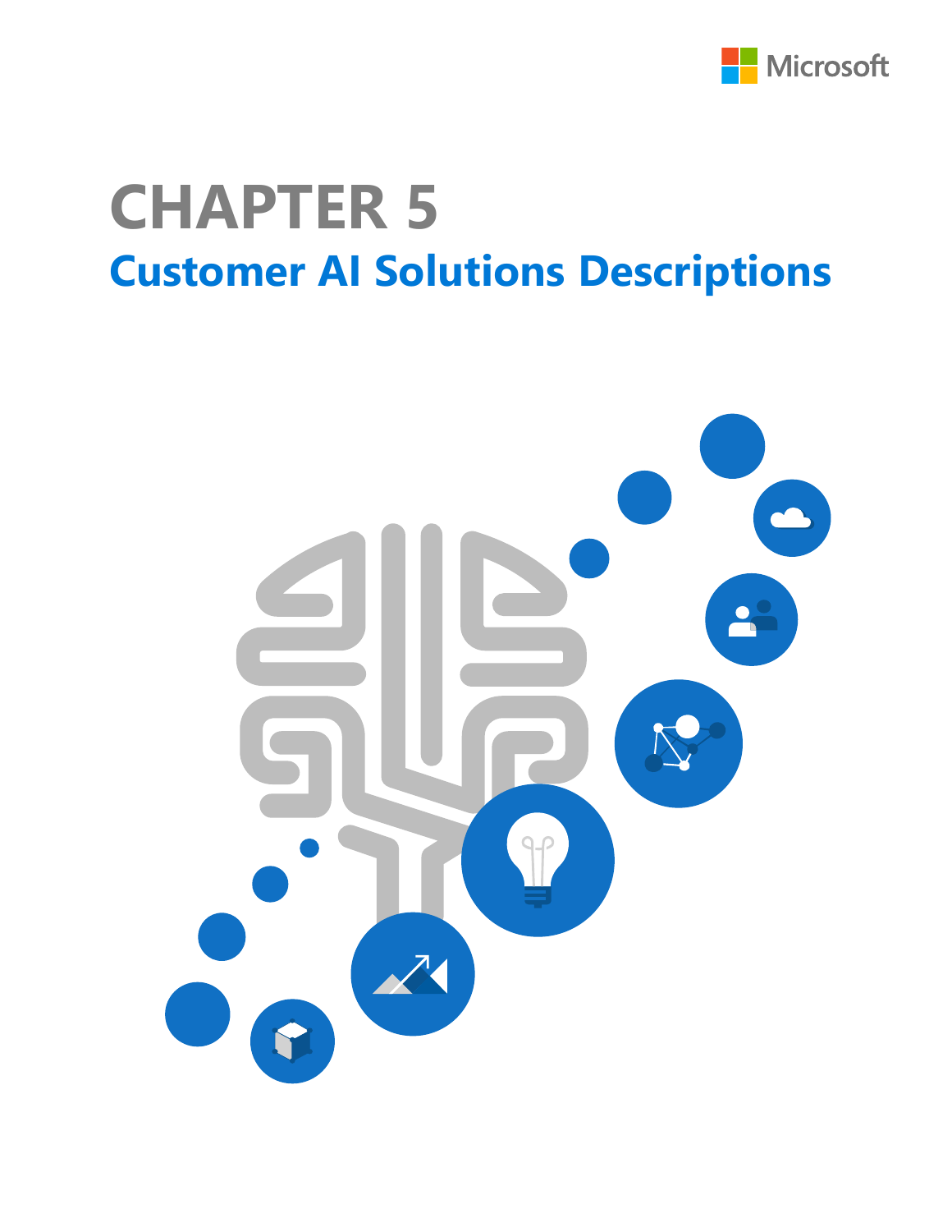# CHAPTER 5

## Customer AI Solutions Descriptions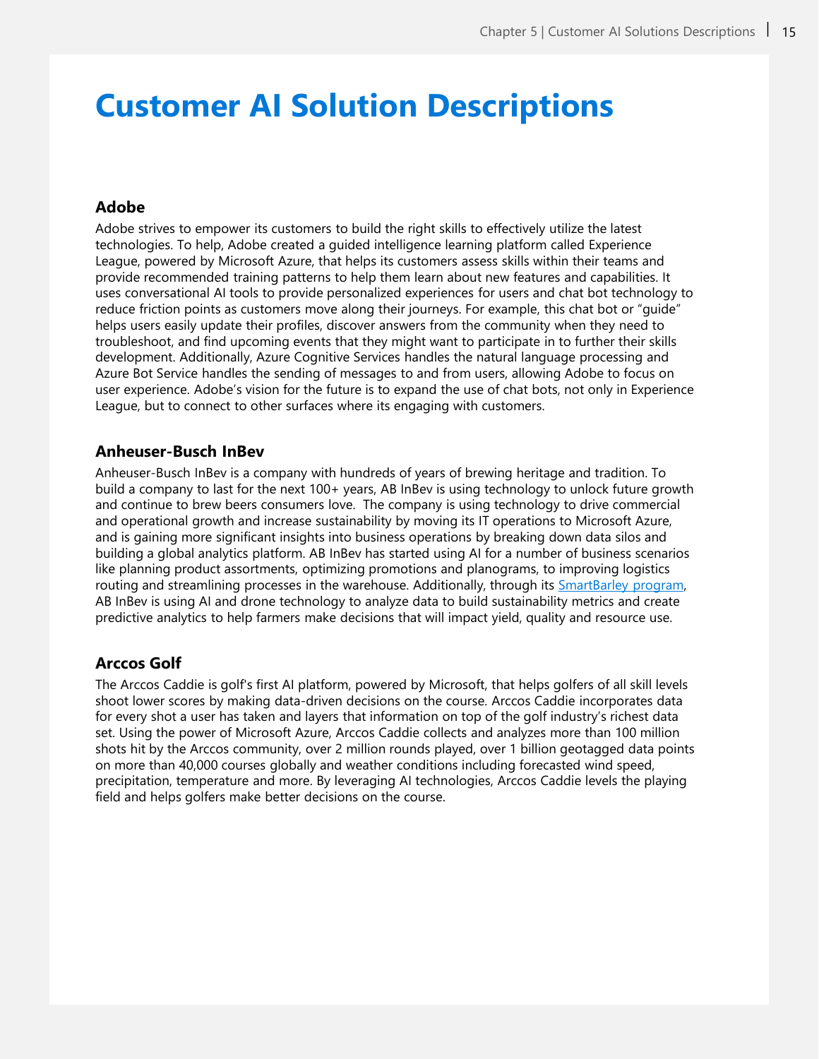# Customer AI Solution Descriptions

### Adobe

Adobe strives to empower its customers to build the right skills to effectively utilize the latest technologies. To help, Adobe created a guided intelligence learning platform called Experience League, powered by Microsoft Azure, that helps its customers assess skills within their teams and provide recommended training patterns to help them learn about new features and capabilities. It uses conversational AI tools to provide personalized experiences for users and chat bot technology to reduce friction points as customers move along their journeys. For example, this chat bot or "guide" helps users easily update their profiles, discover answers from the community when they need to troubleshoot, and find upcoming events that they might want to participate in to further their skills development. Additionally, Azure Cognitive Services handles the natural language processing and Azure Bot Service handles the sending of messages to and from users, allowing Adobe to focus on user experience. Adobe's vision for the future is to expand the use of chat bots, not only in Experience League, but to connect to other surfaces where its engaging with customers.

### Anheuser-Busch InBev

Anheuser-Busch InBev is a company with hundreds of years of brewing heritage and tradition. To build a company to last for the next 100+ years, AB InBev is using technology to unlock future growth and continue to brew beers consumers love. The company is using technology to drive commercial and operational growth and increase sustainability by moving its IT operations to Microsoft Azure, and is gaining more significant insights into business operations by breaking down data silos and building a global analytics platform. AB InBev has started using AI for a number of business scenarios like planning product assortments, optimizing promotions and planograms, to improving logistics routing and streamlining processes in the warehouse. Additionally, through its SmartBarley program, AB InBev is using AI and drone technology to analyze data to build sustainability metrics and create predictive analytics to help farmers make decisions that will impact yield, quality and resource use.

### Arccos Golf

The Arccos Caddie is golf's first AI platform, powered by Microsoft, that helps golfers of all skill levels shoot lower scores by making data-driven decisions on the course. Arccos Caddie incorporates data for every shot a user has taken and layers that information on top of the golf industry's richest data set. Using the power of Microsoft Azure, Arccos Caddie collects and analyzes more than 100 million shots hit by the Arccos community, over 2 million rounds played, over 1 billion geotagged data points on more than 40,000 courses globally and weather conditions including forecasted wind speed, precipitation, temperature and more. By leveraging AI technologies, Arccos Caddie levels the playing field and helps golfers make better decisions on the course.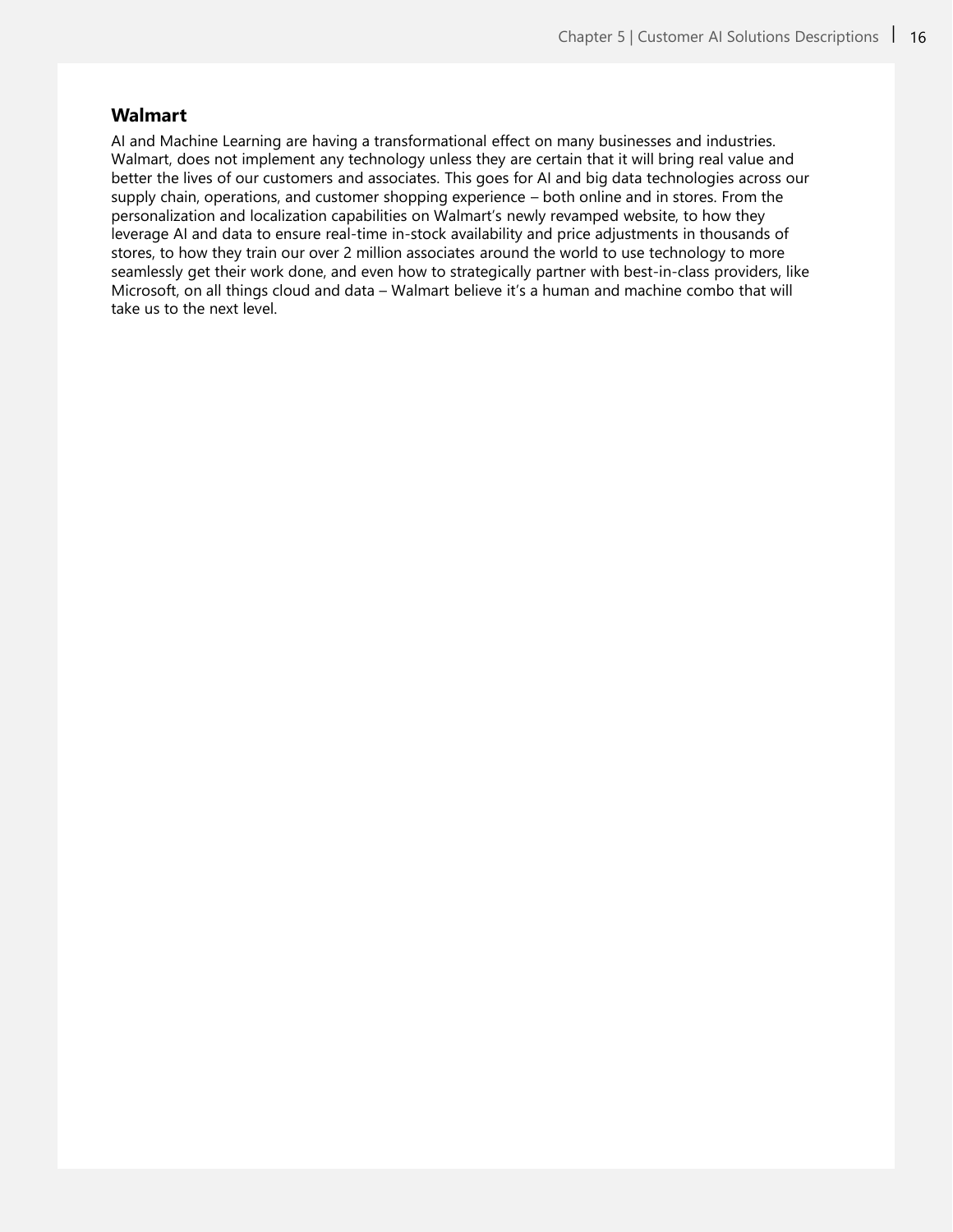## Walmart

AI and Machine Learning are having a transformational effect on many businesses and industries. Walmart, does not implement any technology unless they are certain that it will bring real value and better the lives of our customers and associates. This goes for AI and big data technologies across our supply chain, operations, and customer shopping experience – both online and in stores. From the personalization and localization capabilities on Walmart's newly revamped website, to how they leverage AI and data to ensure real-time in-stock availability and price adjustments in thousands of stores, to how they train our over 2 million associates around the world to use technology to more seamlessly get their work done, and even how to strategically partner with best-in-class providers, like Microsoft, on all things cloud and data – Walmart believe it's a human and machine combo that will take us to the next level.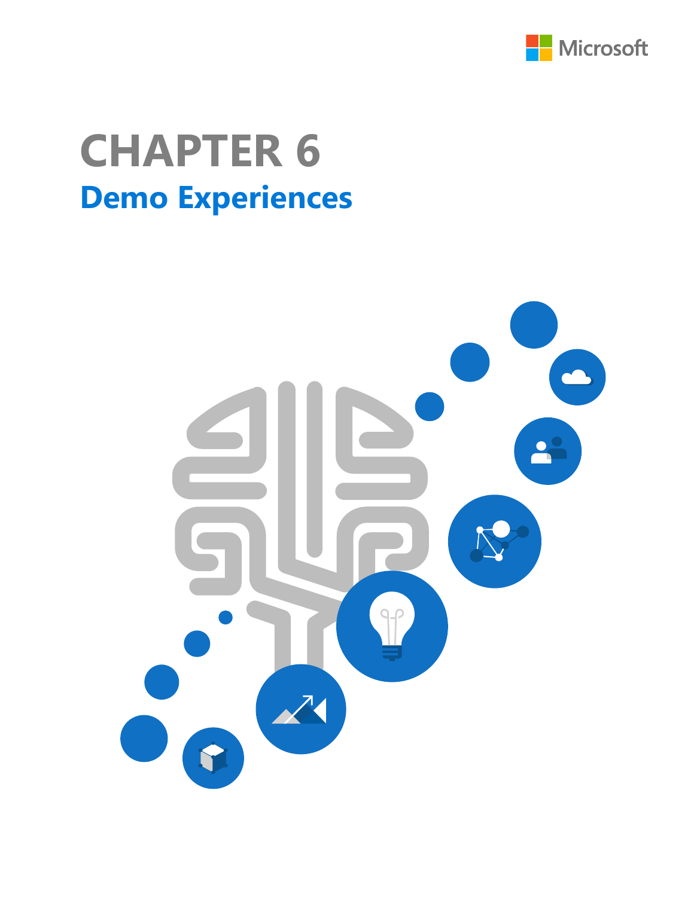# CHAPTER 6

## Demo Experiences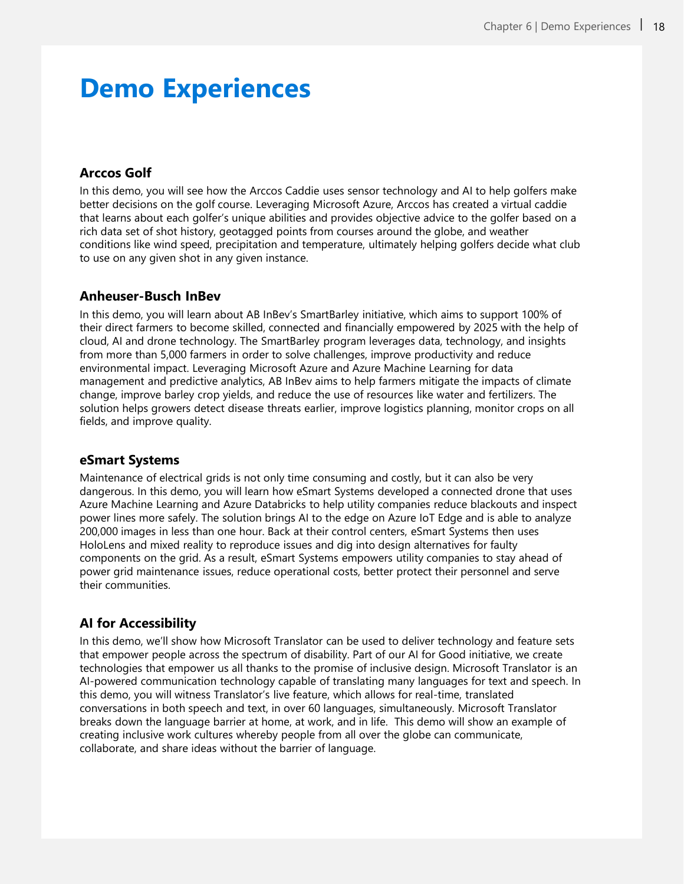# Demo Experiences

### Arccos Golf

In this demo, you will see how the Arccos Caddie uses sensor technology and AI to help golfers make better decisions on the golf course. Leveraging Microsoft Azure, Arccos has created a virtual caddie that learns about each golfer's unique abilities and provides objective advice to the golfer based on a rich data set of shot history, geotagged points from courses around the globe, and weather conditions like wind speed, precipitation and temperature, ultimately helping golfers decide what club to use on any given shot in any given instance.

### Anheuser-Busch InBev

In this demo, you will learn about AB InBev's SmartBarley initiative, which aims to support 100% of their direct farmers to become skilled, connected and financially empowered by 2025 with the help of cloud, AI and drone technology. The SmartBarley program leverages data, technology, and insights from more than 5,000 farmers in order to solve challenges, improve productivity and reduce environmental impact. Leveraging Microsoft Azure and Azure Machine Learning for data management and predictive analytics, AB InBev aims to help farmers mitigate the impacts of climate change, improve barley crop yields, and reduce the use of resources like water and fertilizers. The solution helps growers detect disease threats earlier, improve logistics planning, monitor crops on all fields, and improve quality.

### eSmart Systems

Maintenance of electrical grids is not only time consuming and costly, but it can also be very dangerous. In this demo, you will learn how eSmart Systems developed a connected drone that uses Azure Machine Learning and Azure Databricks to help utility companies reduce blackouts and inspect power lines more safely. The solution brings AI to the edge on Azure IoT Edge and is able to analyze 200,000 images in less than one hour. Back at their control centers, eSmart Systems then uses HoloLens and mixed reality to reproduce issues and dig into design alternatives for faulty components on the grid. As a result, eSmart Systems empowers utility companies to stay ahead of power grid maintenance issues, reduce operational costs, better protect their personnel and serve their communities.

### AI for Accessibility

In this demo, we'll show how Microsoft Translator can be used to deliver technology and feature sets that empower people across the spectrum of disability. Part of our AI for Good initiative, we create technologies that empower us all thanks to the promise of inclusive design. Microsoft Translator is an AI-powered communication technology capable of translating many languages for text and speech. In this demo, you will witness Translator's live feature, which allows for real-time, translated conversations in both speech and text, in over 60 languages, simultaneously. Microsoft Translator breaks down the language barrier at home, at work, and in life. This demo will show an example of creating inclusive work cultures whereby people from all over the globe can communicate, collaborate, and share ideas without the barrier of language.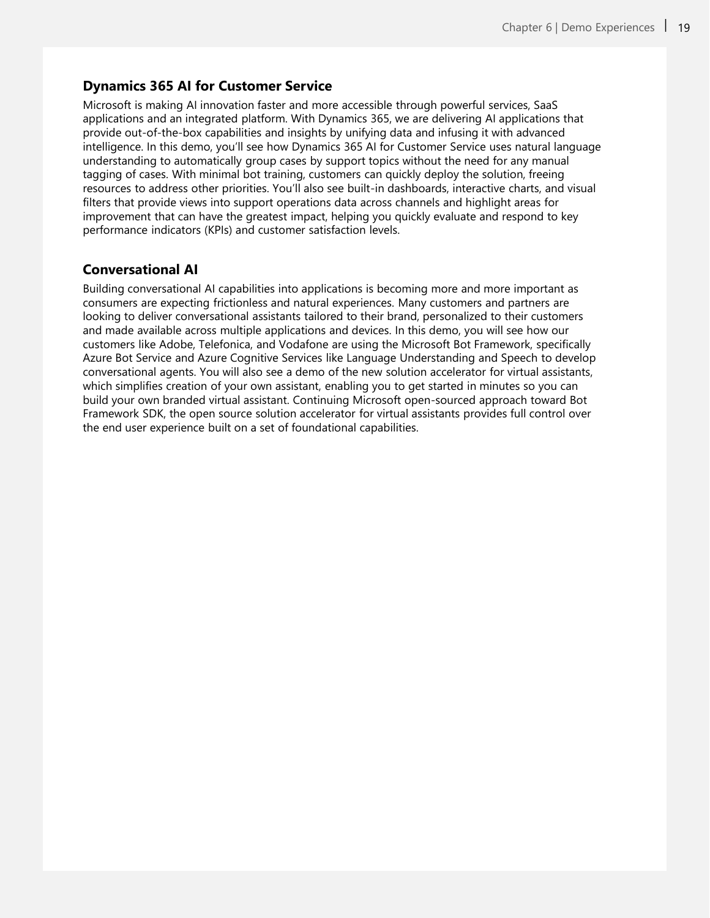### Dynamics 365 AI for Customer Service

Microsoft is making AI innovation faster and more accessible through powerful services, SaaS applications and an integrated platform. With Dynamics 365, we are delivering AI applications that provide out-of-the-box capabilities and insights by unifying data and infusing it with advanced intelligence. In this demo, you'll see how Dynamics 365 AI for Customer Service uses natural language understanding to automatically group cases by support topics without the need for any manual tagging of cases. With minimal bot training, customers can quickly deploy the solution, freeing resources to address other priorities. You'll also see built-in dashboards, interactive charts, and visual filters that provide views into support operations data across channels and highlight areas for improvement that can have the greatest impact, helping you quickly evaluate and respond to key performance indicators (KPIs) and customer satisfaction levels.

### Conversational AI

Building conversational AI capabilities into applications is becoming more and more important as consumers are expecting frictionless and natural experiences. Many customers and partners are looking to deliver conversational assistants tailored to their brand, personalized to their customers and made available across multiple applications and devices. In this demo, you will see how our customers like Adobe, Telefonica, and Vodafone are using the Microsoft Bot Framework, specifically Azure Bot Service and Azure Cognitive Services like Language Understanding and Speech to develop conversational agents. You will also see a demo of the new solution accelerator for virtual assistants, which simplifies creation of your own assistant, enabling you to get started in minutes so you can build your own branded virtual assistant. Continuing Microsoft open-sourced approach toward Bot Framework SDK, the open source solution accelerator for virtual assistants provides full control over the end user experience built on a set of foundational capabilities.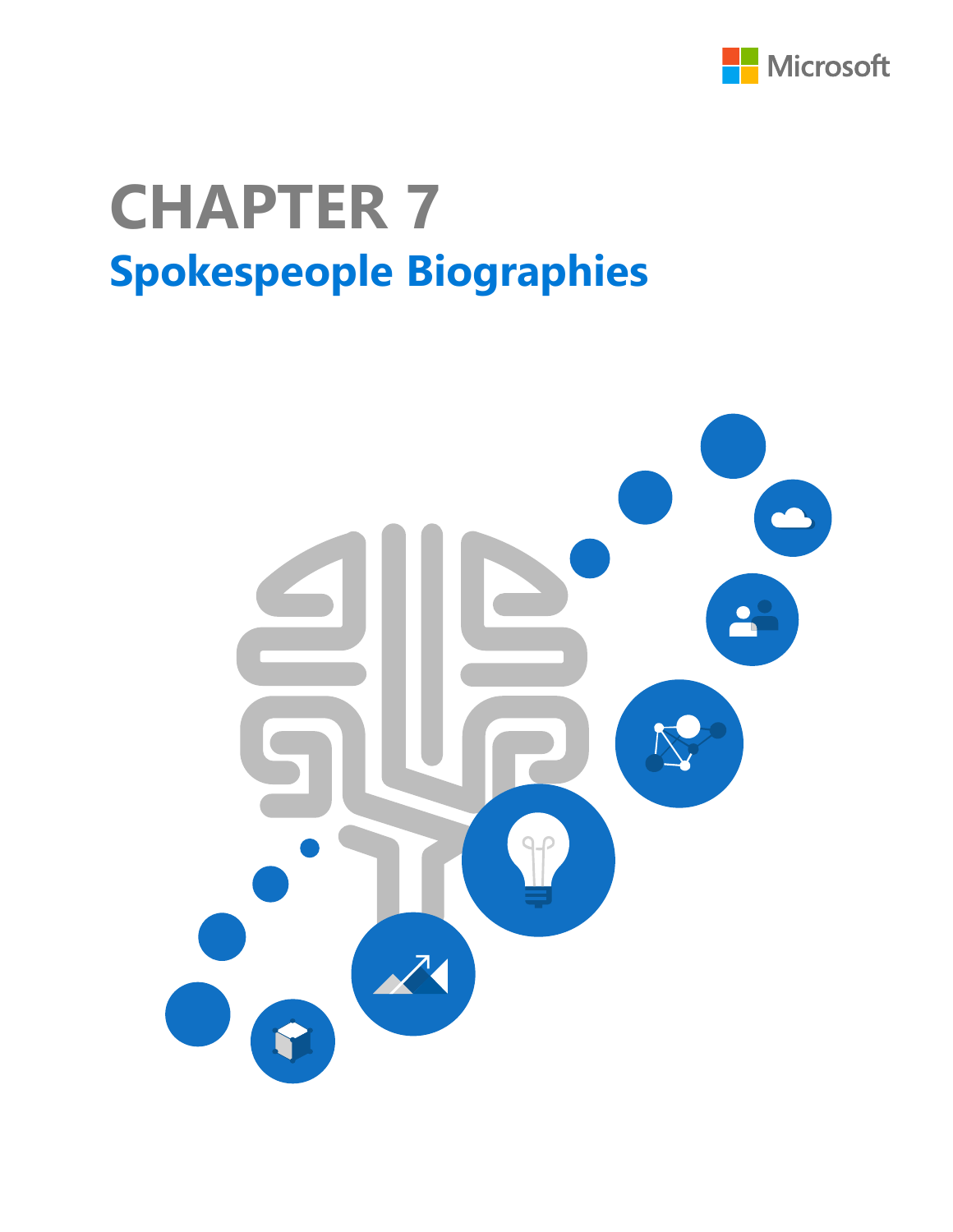# CHAPTER 7

## Spokespeople Biographies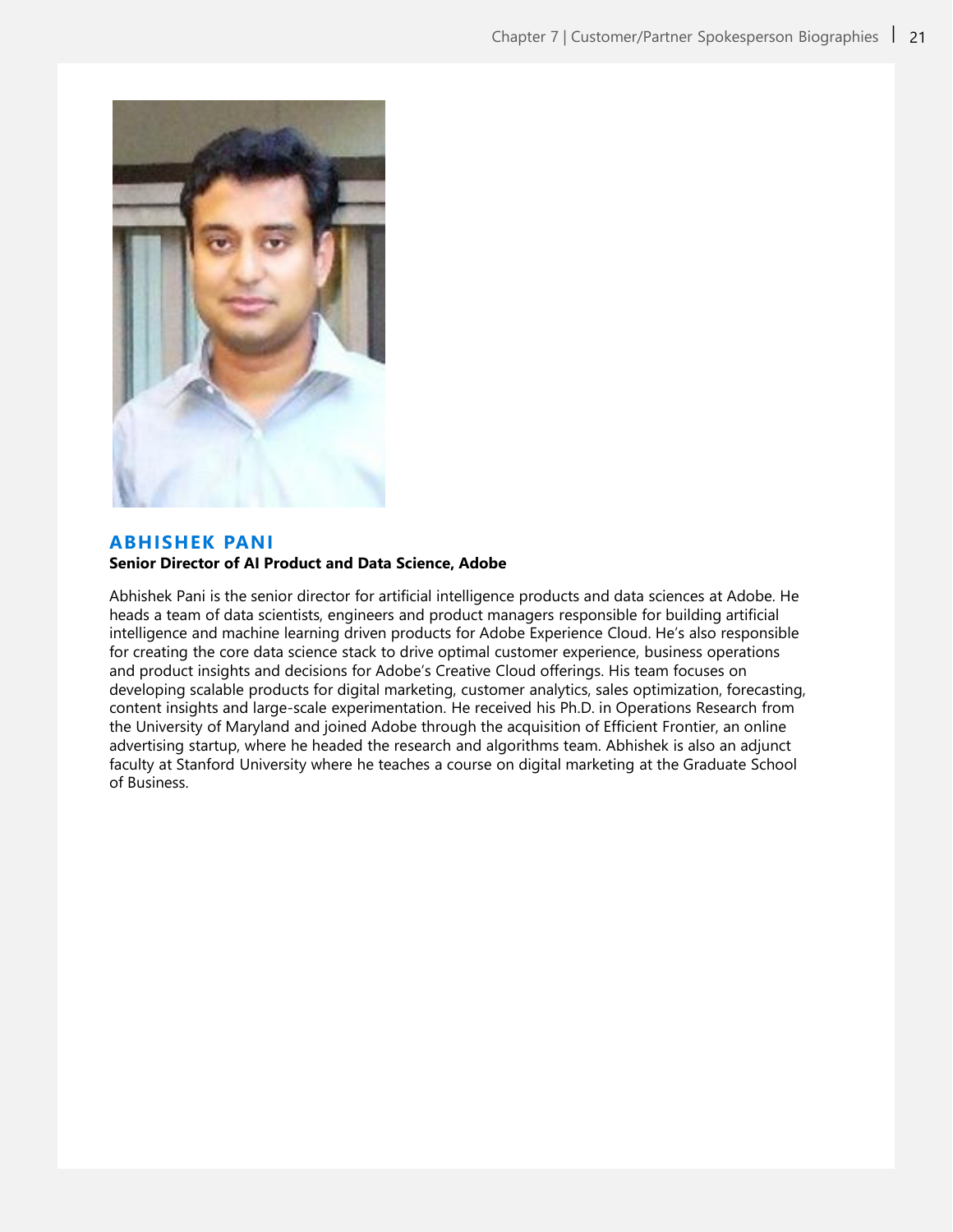## ABHISHEK PANI

**Senior Director of AI Product and Data Science, Adobe**

Abhishek Pani is the senior director for artificial intelligence products and data sciences at Adobe. He heads a team of data scientists, engineers and product managers responsible for building artificial intelligence and machine learning driven products for Adobe Experience Cloud. He's also responsible for creating the core data science stack to drive optimal customer experience, business operations and product insights and decisions for Adobe's Creative Cloud offerings. His team focuses on developing scalable products for digital marketing, customer analytics, sales optimization, forecasting, content insights and large-scale experimentation. He received his Ph.D. in Operations Research from the University of Maryland and joined Adobe through the acquisition of Efficient Frontier, an online advertising startup, where he headed the research and algorithms team. Abhishek is also an adjunct faculty at Stanford University where he teaches a course on digital marketing at the Graduate School of Business.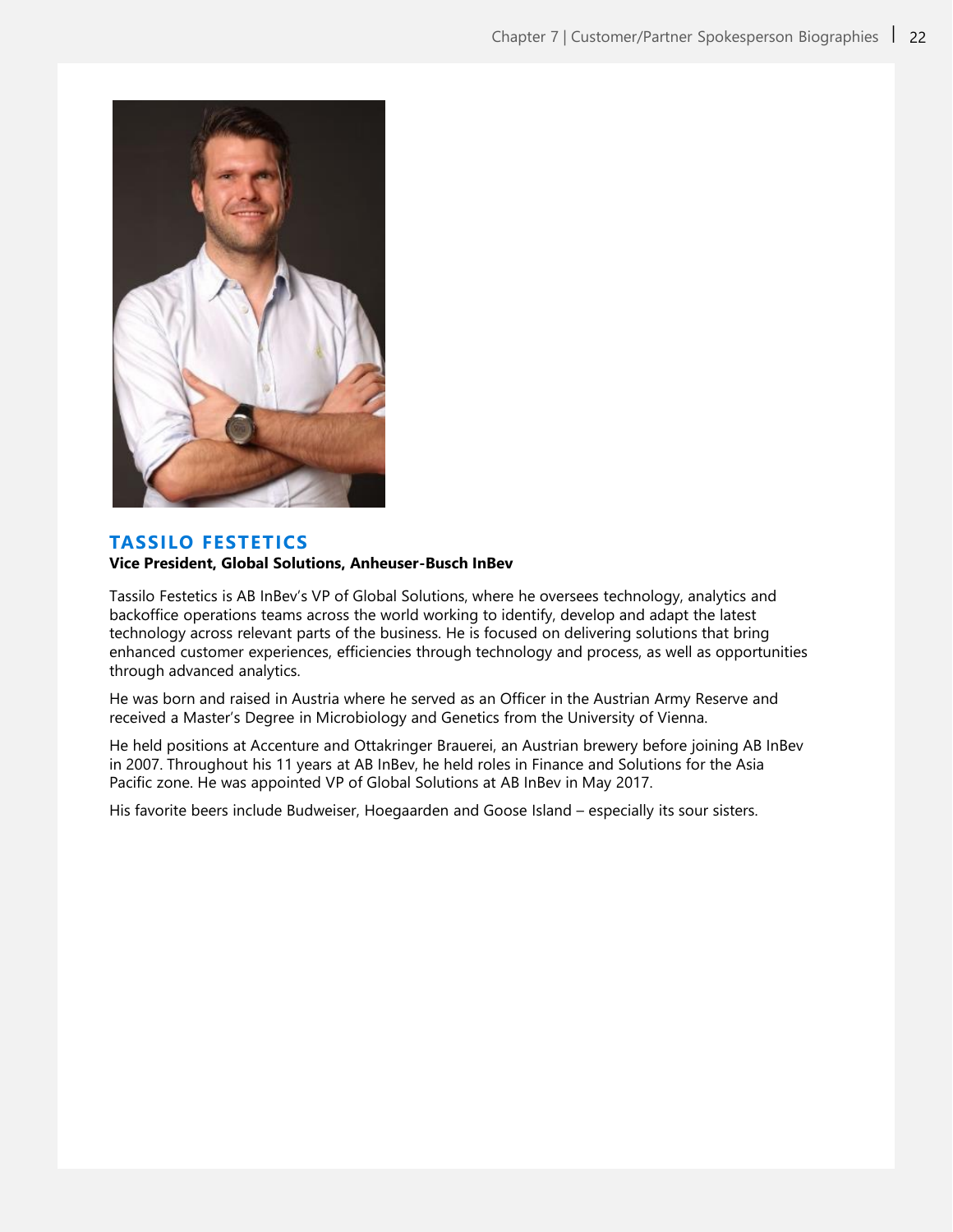## TASSILO FESTETICS

**Vice President, Global Solutions, Anheuser-Busch InBev**

Tassilo Festetics is AB InBev's VP of Global Solutions, where he oversees technology, analytics and backoffice operations teams across the world working to identify, develop and adapt the latest technology across relevant parts of the business. He is focused on delivering solutions that bring enhanced customer experiences, efficiencies through technology and process, as well as opportunities through advanced analytics.

He was born and raised in Austria where he served as an Officer in the Austrian Army Reserve and received a Master's Degree in Microbiology and Genetics from the University of Vienna.

He held positions at Accenture and Ottakringer Brauerei, an Austrian brewery before joining AB InBev in 2007. Throughout his 11 years at AB InBev, he held roles in Finance and Solutions for the Asia Pacific zone. He was appointed VP of Global Solutions at AB InBev in May 2017.

His favorite beers include Budweiser, Hoegaarden and Goose Island – especially its sour sisters.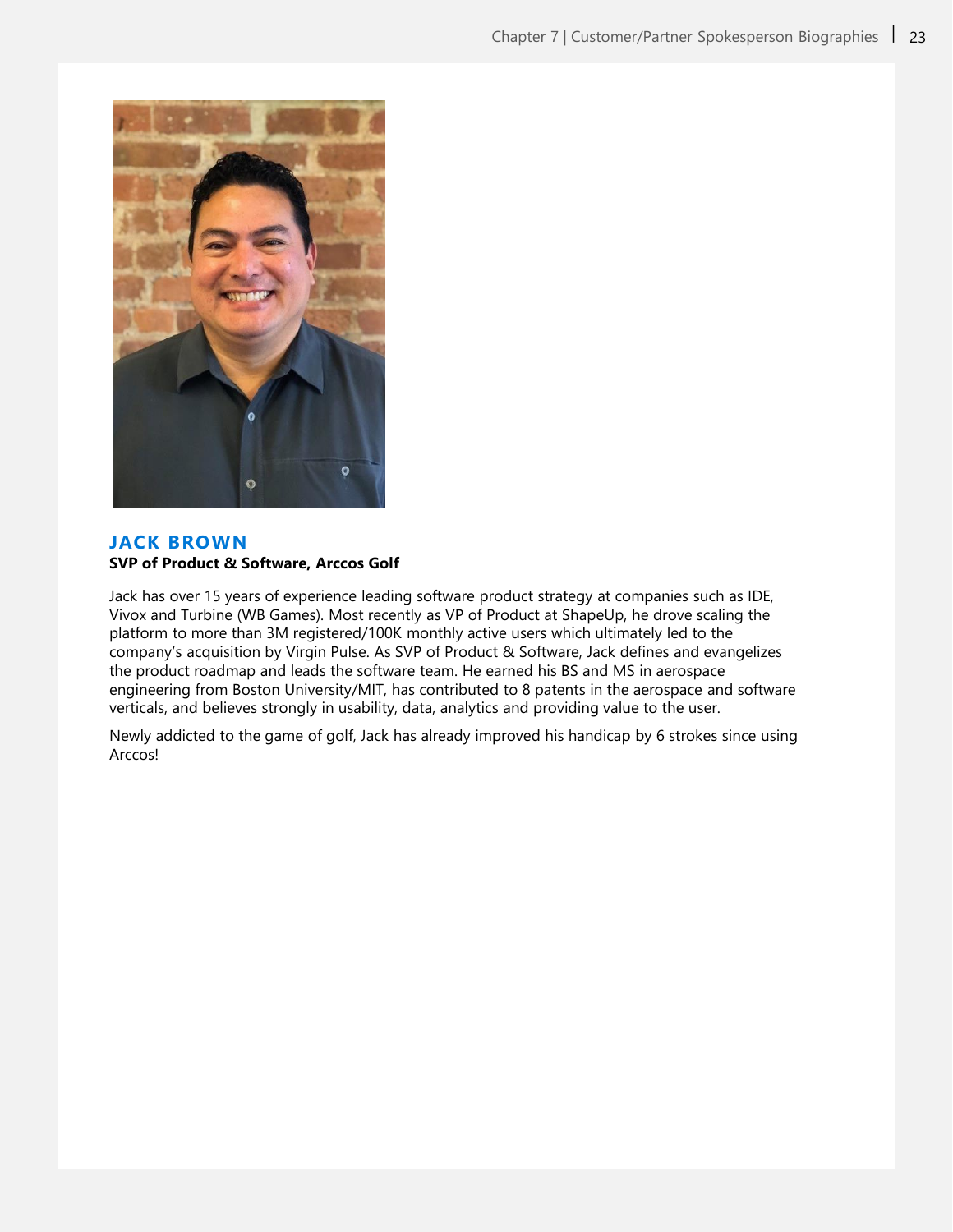## JACK BROWN

**SVP of Product & Software, Arccos Golf**

Jack has over 15 years of experience leading software product strategy at companies such as IDE, Vivox and Turbine (WB Games). Most recently as VP of Product at ShapeUp, he drove scaling the platform to more than 3M registered/100K monthly active users which ultimately led to the company's acquisition by Virgin Pulse. As SVP of Product & Software, Jack defines and evangelizes the product roadmap and leads the software team. He earned his BS and MS in aerospace engineering from Boston University/MIT, has contributed to 8 patents in the aerospace and software verticals, and believes strongly in usability, data, analytics and providing value to the user.

Newly addicted to the game of golf, Jack has already improved his handicap by 6 strokes since using Arccos!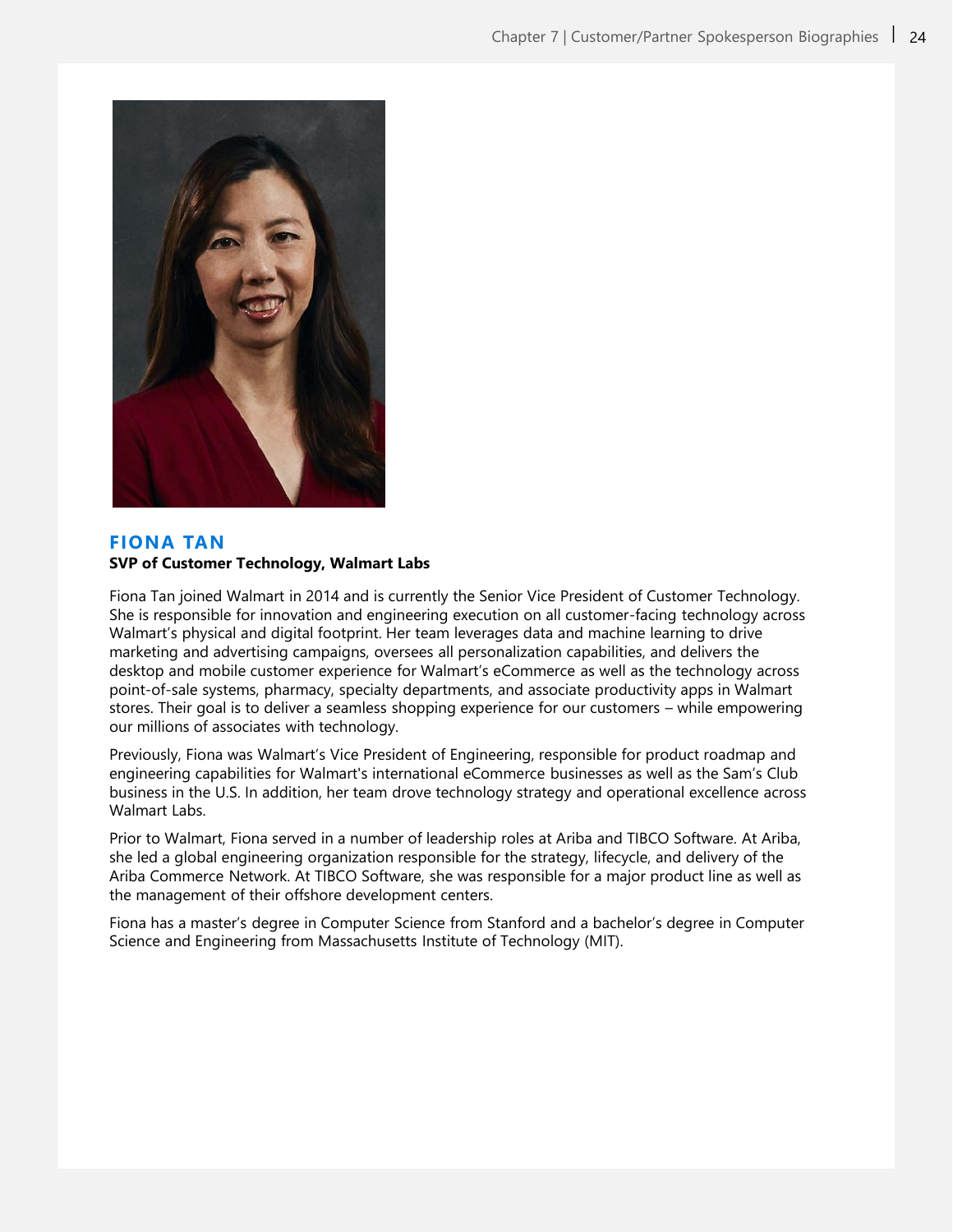## FIONA TAN

**SVP of Customer Technology, Walmart Labs**

Fiona Tan joined Walmart in 2014 and is currently the Senior Vice President of Customer Technology. She is responsible for innovation and engineering execution on all customer-facing technology across Walmart's physical and digital footprint. Her team leverages data and machine learning to drive marketing and advertising campaigns, oversees all personalization capabilities, and delivers the desktop and mobile customer experience for Walmart's eCommerce as well as the technology across point-of-sale systems, pharmacy, specialty departments, and associate productivity apps in Walmart stores. Their goal is to deliver a seamless shopping experience for our customers – while empowering our millions of associates with technology.

Previously, Fiona was Walmart's Vice President of Engineering, responsible for product roadmap and engineering capabilities for Walmart's international eCommerce businesses as well as the Sam's Club business in the U.S. In addition, her team drove technology strategy and operational excellence across Walmart Labs.

Prior to Walmart, Fiona served in a number of leadership roles at Ariba and TIBCO Software. At Ariba, she led a global engineering organization responsible for the strategy, lifecycle, and delivery of the Ariba Commerce Network. At TIBCO Software, she was responsible for a major product line as well as the management of their offshore development centers.

Fiona has a master's degree in Computer Science from Stanford and a bachelor's degree in Computer Science and Engineering from Massachusetts Institute of Technology (MIT).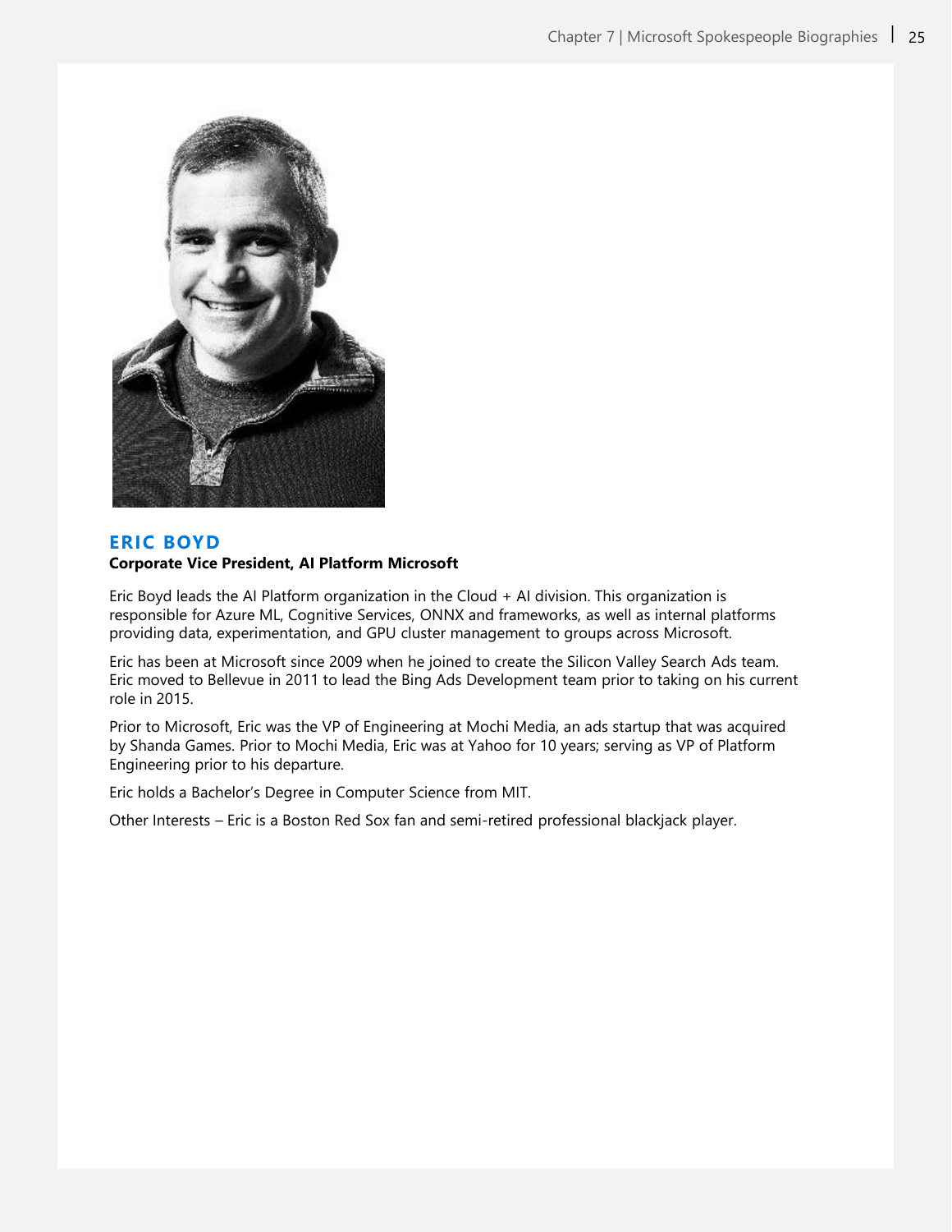## ERIC BOYD

**Corporate Vice President, AI Platform Microsoft**

Eric Boyd leads the AI Platform organization in the Cloud + AI division. This organization is responsible for Azure ML, Cognitive Services, ONNX and frameworks, as well as internal platforms providing data, experimentation, and GPU cluster management to groups across Microsoft.

Eric has been at Microsoft since 2009 when he joined to create the Silicon Valley Search Ads team. Eric moved to Bellevue in 2011 to lead the Bing Ads Development team prior to taking on his current role in 2015.

Prior to Microsoft, Eric was the VP of Engineering at Mochi Media, an ads startup that was acquired by Shanda Games. Prior to Mochi Media, Eric was at Yahoo for 10 years; serving as VP of Platform Engineering prior to his departure.

Eric holds a Bachelor's Degree in Computer Science from MIT.

Other Interests – Eric is a Boston Red Sox fan and semi-retired professional blackjack player.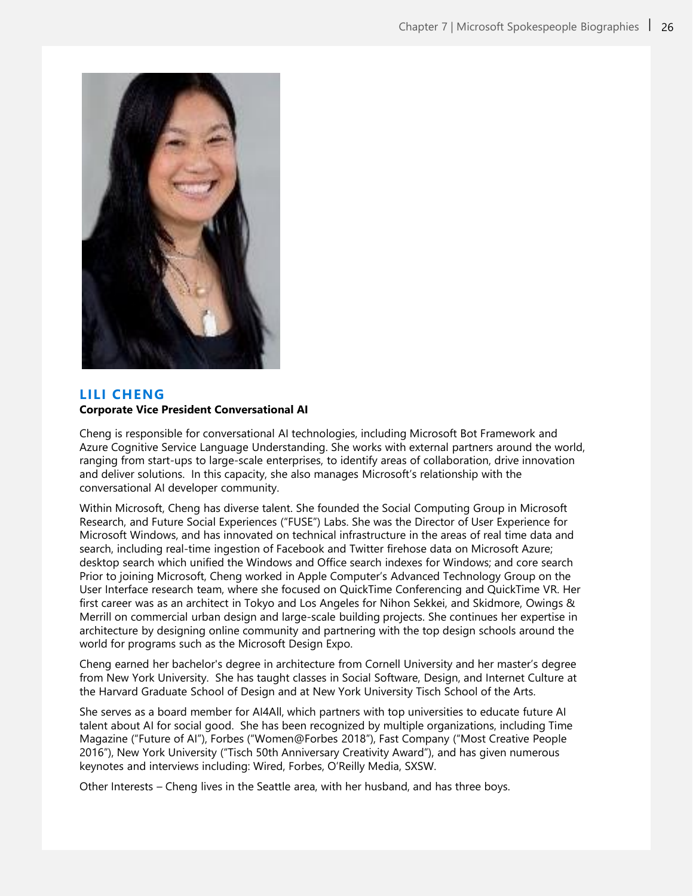## LILI CHENG

**Corporate Vice President Conversational AI**

Cheng is responsible for conversational AI technologies, including Microsoft Bot Framework and Azure Cognitive Service Language Understanding. She works with external partners around the world, ranging from start-ups to large-scale enterprises, to identify areas of collaboration, drive innovation and deliver solutions. In this capacity, she also manages Microsoft's relationship with the conversational AI developer community.

Within Microsoft, Cheng has diverse talent. She founded the Social Computing Group in Microsoft Research, and Future Social Experiences ("FUSE") Labs. She was the Director of User Experience for Microsoft Windows, and has innovated on technical infrastructure in the areas of real time data and search, including real-time ingestion of Facebook and Twitter firehose data on Microsoft Azure; desktop search which unified the Windows and Office search indexes for Windows; and core search Prior to joining Microsoft, Cheng worked in Apple Computer's Advanced Technology Group on the User Interface research team, where she focused on QuickTime Conferencing and QuickTime VR. Her first career was as an architect in Tokyo and Los Angeles for Nihon Sekkei, and Skidmore, Owings & Merrill on commercial urban design and large-scale building projects. She continues her expertise in architecture by designing online community and partnering with the top design schools around the world for programs such as the Microsoft Design Expo.

Cheng earned her bachelor's degree in architecture from Cornell University and her master's degree from New York University. She has taught classes in Social Software, Design, and Internet Culture at the Harvard Graduate School of Design and at New York University Tisch School of the Arts.

She serves as a board member for AI4All, which partners with top universities to educate future AI talent about AI for social good. She has been recognized by multiple organizations, including Time Magazine ("Future of AI"), Forbes ("Women@Forbes 2018"), Fast Company ("Most Creative People 2016"), New York University ("Tisch 50th Anniversary Creativity Award"), and has given numerous keynotes and interviews including: Wired, Forbes, O'Reilly Media, SXSW.

Other Interests – Cheng lives in the Seattle area, with her husband, and has three boys.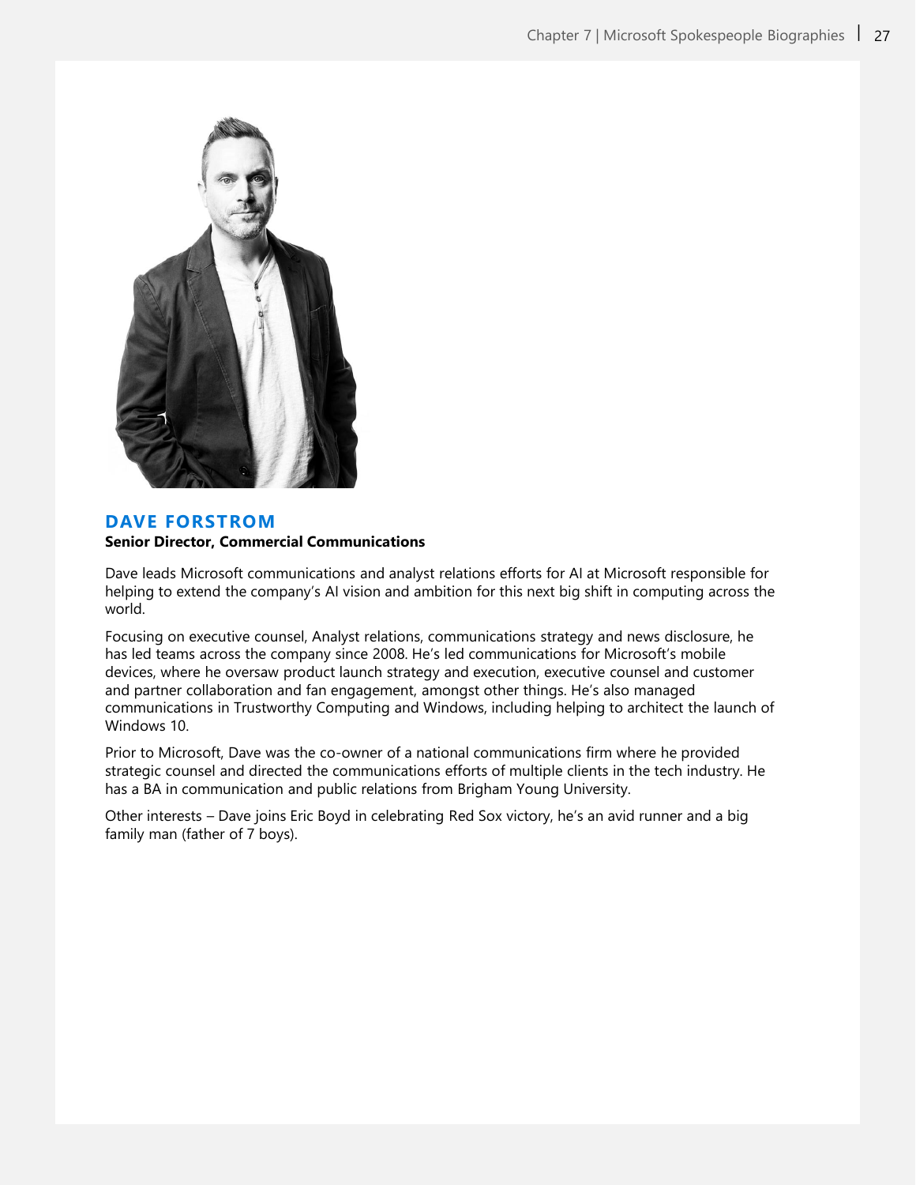## DAVE FORSTROM

**Senior Director, Commercial Communications**

Dave leads Microsoft communications and analyst relations efforts for AI at Microsoft responsible for helping to extend the company's AI vision and ambition for this next big shift in computing across the world.

Focusing on executive counsel, Analyst relations, communications strategy and news disclosure, he has led teams across the company since 2008. He's led communications for Microsoft's mobile devices, where he oversaw product launch strategy and execution, executive counsel and customer and partner collaboration and fan engagement, amongst other things. He's also managed communications in Trustworthy Computing and Windows, including helping to architect the launch of Windows 10.

Prior to Microsoft, Dave was the co-owner of a national communications firm where he provided strategic counsel and directed the communications efforts of multiple clients in the tech industry. He has a BA in communication and public relations from Brigham Young University.

Other interests – Dave joins Eric Boyd in celebrating Red Sox victory, he's an avid runner and a big family man (father of 7 boys).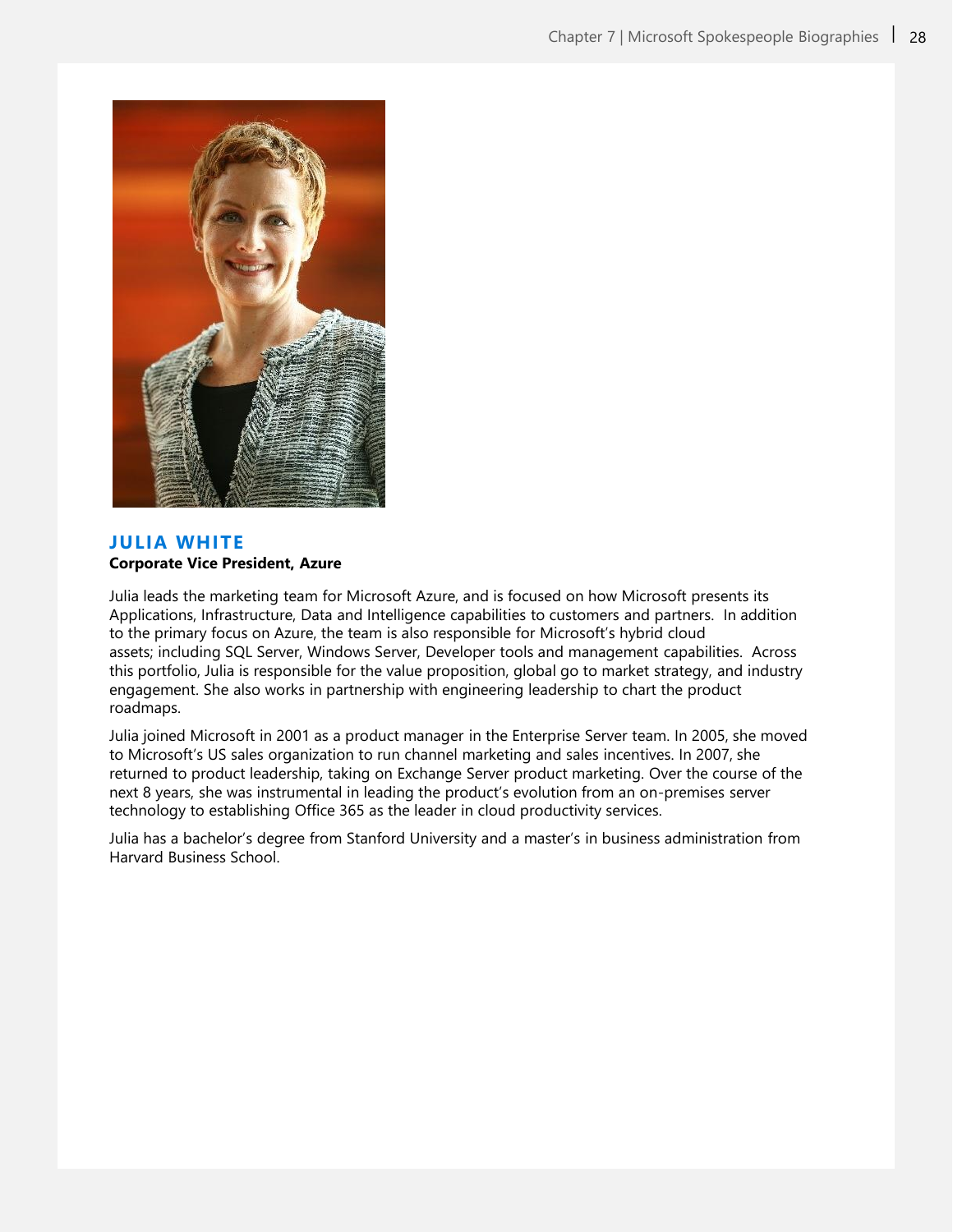## JULIA WHITE

**Corporate Vice President, Azure**

Julia leads the marketing team for Microsoft Azure, and is focused on how Microsoft presents its Applications, Infrastructure, Data and Intelligence capabilities to customers and partners. In addition to the primary focus on Azure, the team is also responsible for Microsoft's hybrid cloud assets; including SQL Server, Windows Server, Developer tools and management capabilities. Across this portfolio, Julia is responsible for the value proposition, global go to market strategy, and industry engagement. She also works in partnership with engineering leadership to chart the product roadmaps.

Julia joined Microsoft in 2001 as a product manager in the Enterprise Server team. In 2005, she moved to Microsoft's US sales organization to run channel marketing and sales incentives. In 2007, she returned to product leadership, taking on Exchange Server product marketing. Over the course of the next 8 years, she was instrumental in leading the product's evolution from an on-premises server technology to establishing Office 365 as the leader in cloud productivity services.

Julia has a bachelor's degree from Stanford University and a master's in business administration from Harvard Business School.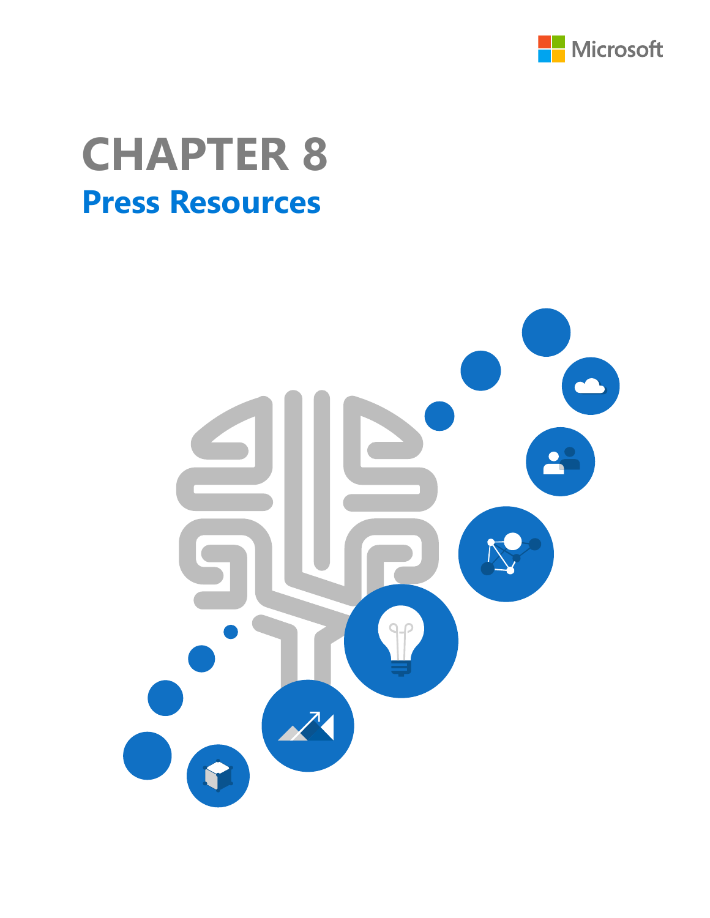# CHAPTER 8

## Press Resources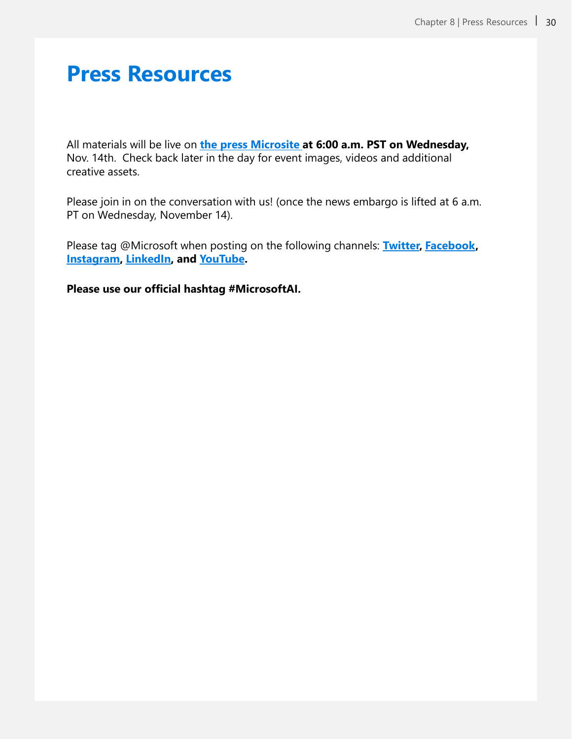# Press Resources

All materials will be live on **the press Microsite at 6:00 a.m. PST on Wednesday,** Nov. 14th.  Check back later in the day for event images, videos and additional creative assets.

Please join in on the conversation with us! (once the news embargo is lifted at 6 a.m. PT on Wednesday, November 14).

Please tag @Microsoft when posting on the following channels: **Twitter, Facebook, Instagram, LinkedIn, and YouTube.**

**Please use our official hashtag #MicrosoftAI.**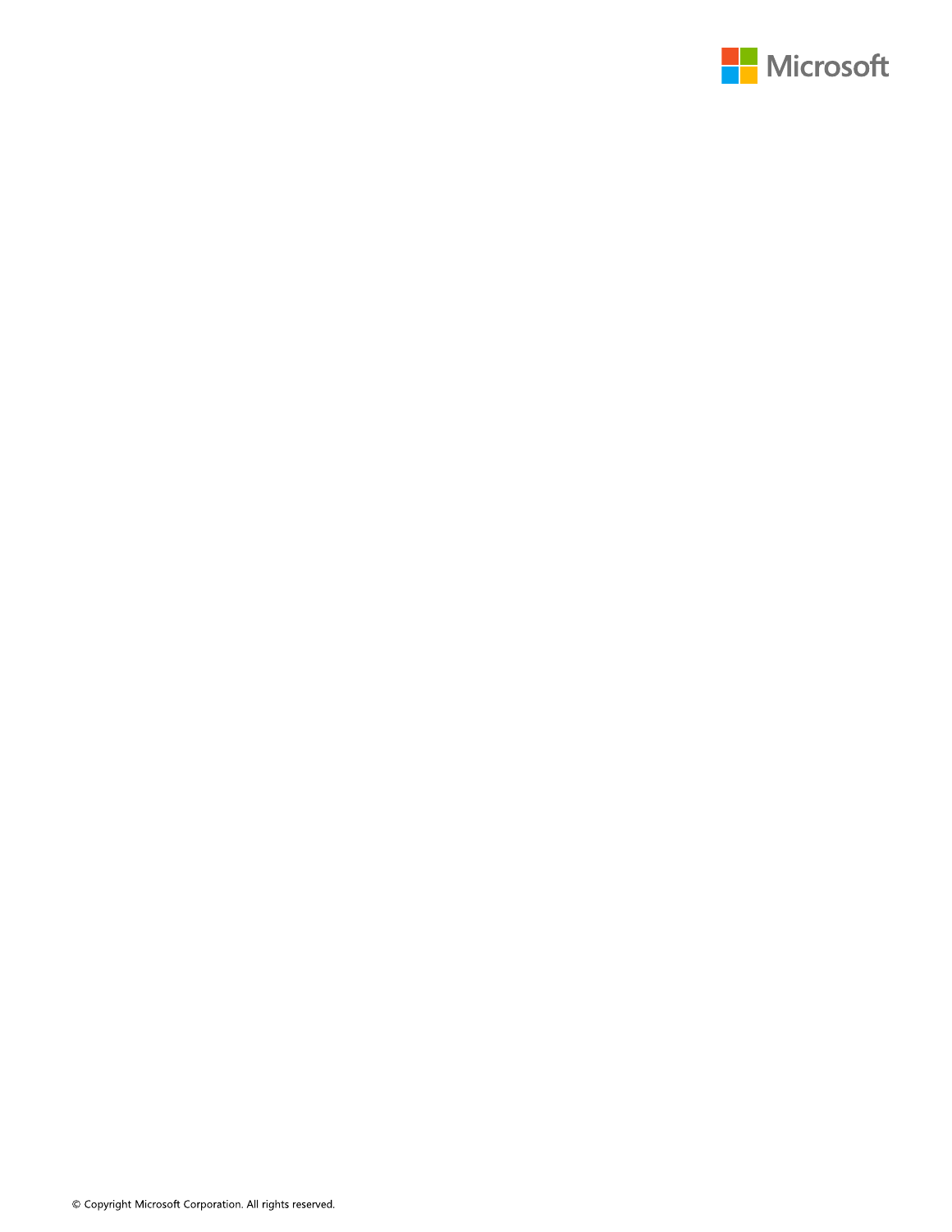Microsoft

© Copyright Microsoft Corporation. All rights reserved.